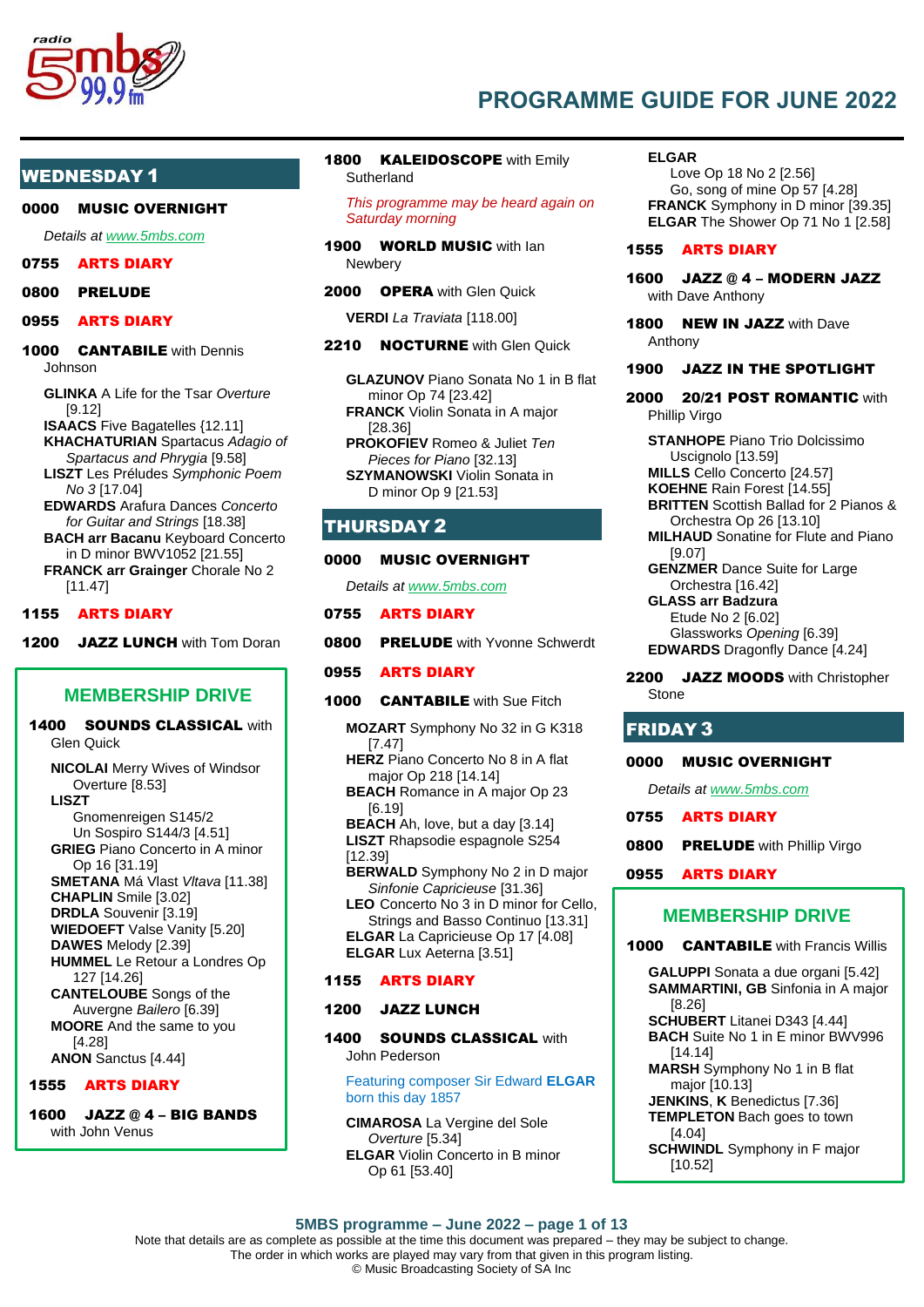# PROGRAMME GUIDE FOR JUNE 2022

## WEDNESDAY 1

**0000 MUSIC OVERNIGHT**

*Details at www.5mbs.com*

**0755 ARTS DIARY**

**0800 PRELUDE**

**0955 ARTS DIARY**

**1000 CANTABILE** with Dennis Johnson

**GLINKA** A Life for the Tsar *Overture* [9.12]
**ISAACS** Five Bagatelles {12.11]
**KHACHATURIAN** Spartacus *Adagio of Spartacus and Phrygia* [9.58]
**LISZT** Les Préludes *Symphonic Poem No 3* [17.04]
**EDWARDS** Arafura Dances *Concerto for Guitar and Strings* [18.38]
**BACH arr Bacanu** Keyboard Concerto in D minor BWV1052 [21.55]
**FRANCK arr Grainger** Chorale No 2 [11.47]

**1155 ARTS DIARY**

**1200 JAZZ LUNCH** with Tom Doran

### MEMBERSHIP DRIVE

**1400 SOUNDS CLASSICAL** with Glen Quick

**NICOLAI** Merry Wives of Windsor Overture [8.53]
**LISZT**
Gnomenreigen S145/2
Un Sospiro S144/3 [4.51]
**GRIEG** Piano Concerto in A minor Op 16 [31.19]
**SMETANA** Má Vlast *Vltava* [11.38]
**CHAPLIN** Smile [3.02]
**DRDLA** Souvenir [3.19]
**WIEDOEFT** Valse Vanity [5.20]
**DAWES** Melody [2.39]
**HUMMEL** Le Retour a Londres Op 127 [14.26]
**CANTELOUBE** Songs of the Auvergne *Bailero* [6.39]
**MOORE** And the same to you [4.28]
**ANON** Sanctus [4.44]

**1555 ARTS DIARY**

**1600 JAZZ @ 4 – BIG BANDS** with John Venus

**1800 KALEIDOSCOPE** with Emily Sutherland

*This programme may be heard again on Saturday morning*

**1900 WORLD MUSIC** with Ian Newbery

**2000 OPERA** with Glen Quick

**VERDI** *La Traviata* [118.00]

**2210 NOCTURNE** with Glen Quick

**GLAZUNOV** Piano Sonata No 1 in B flat minor Op 74 [23.42]
**FRANCK** Violin Sonata in A major [28.36]
**PROKOFIEV** Romeo & Juliet *Ten Pieces for Piano* [32.13]
**SZYMANOWSKI** Violin Sonata in D minor Op 9 [21.53]

## THURSDAY 2

**0000 MUSIC OVERNIGHT**

*Details at www.5mbs.com*

**0755 ARTS DIARY**

**0800 PRELUDE** with Yvonne Schwerdt

**0955 ARTS DIARY**

**1000 CANTABILE** with Sue Fitch

**MOZART** Symphony No 32 in G K318 [7.47]
**HERZ** Piano Concerto No 8 in A flat major Op 218 [14.14]
**BEACH** Romance in A major Op 23 [6.19]
**BEACH** Ah, love, but a day [3.14]
**LISZT** Rhapsodie espagnole S254 [12.39]
**BERWALD** Symphony No 2 in D major *Sinfonie Capricieuse* [31.36]
**LEO** Concerto No 3 in D minor for Cello, Strings and Basso Continuo [13.31]
**ELGAR** La Capricieuse Op 17 [4.08]
**ELGAR** Lux Aeterna [3.51]

**1155 ARTS DIARY**

**1200 JAZZ LUNCH**

**1400 SOUNDS CLASSICAL** with John Pederson

Featuring composer Sir Edward **ELGAR** born this day 1857

**CIMAROSA** La Vergine del Sole *Overture* [5.34]
**ELGAR** Violin Concerto in B minor Op 61 [53.40]
**ELGAR**
Love Op 18 No 2 [2.56]
Go, song of mine Op 57 [4.28]
**FRANCK** Symphony in D minor [39.35]
**ELGAR** The Shower Op 71 No 1 [2.58]

**1555 ARTS DIARY**

**1600 JAZZ @ 4 – MODERN JAZZ** with Dave Anthony

**1800 NEW IN JAZZ** with Dave Anthony

**1900 JAZZ IN THE SPOTLIGHT**

**2000 20/21 POST ROMANTIC** with Phillip Virgo

**STANHOPE** Piano Trio Dolcissimo Uscignolo [13.59]
**MILLS** Cello Concerto [24.57]
**KOEHNE** Rain Forest [14.55]
**BRITTEN** Scottish Ballad for 2 Pianos & Orchestra Op 26 [13.10]
**MILHAUD** Sonatine for Flute and Piano [9.07]
**GENZMER** Dance Suite for Large Orchestra [16.42]
**GLASS arr Badzura**
Etude No 2 [6.02]
Glassworks *Opening* [6.39]
**EDWARDS** Dragonfly Dance [4.24]

**2200 JAZZ MOODS** with Christopher Stone

## FRIDAY 3

**0000 MUSIC OVERNIGHT**

*Details at www.5mbs.com*

**0755 ARTS DIARY**

**0800 PRELUDE** with Phillip Virgo

**0955 ARTS DIARY**

### MEMBERSHIP DRIVE

**1000 CANTABILE** with Francis Willis

**GALUPPI** Sonata a due organi [5.42]
**SAMMARTINI, GB** Sinfonia in A major [8.26]
**SCHUBERT** Litanei D343 [4.44]
**BACH** Suite No 1 in E minor BWV996 [14.14]
**MARSH** Symphony No 1 in B flat major [10.13]
**JENKINS, K** Benedictus [7.36]
**TEMPLETON** Bach goes to town [4.04]
**SCHWINDL** Symphony in F major [10.52]

Note that details are as complete as possible at the time this document was prepared – they may be subject to change.
The order in which works are played may vary from that given in this program listing.
© Music Broadcasting Society of SA Inc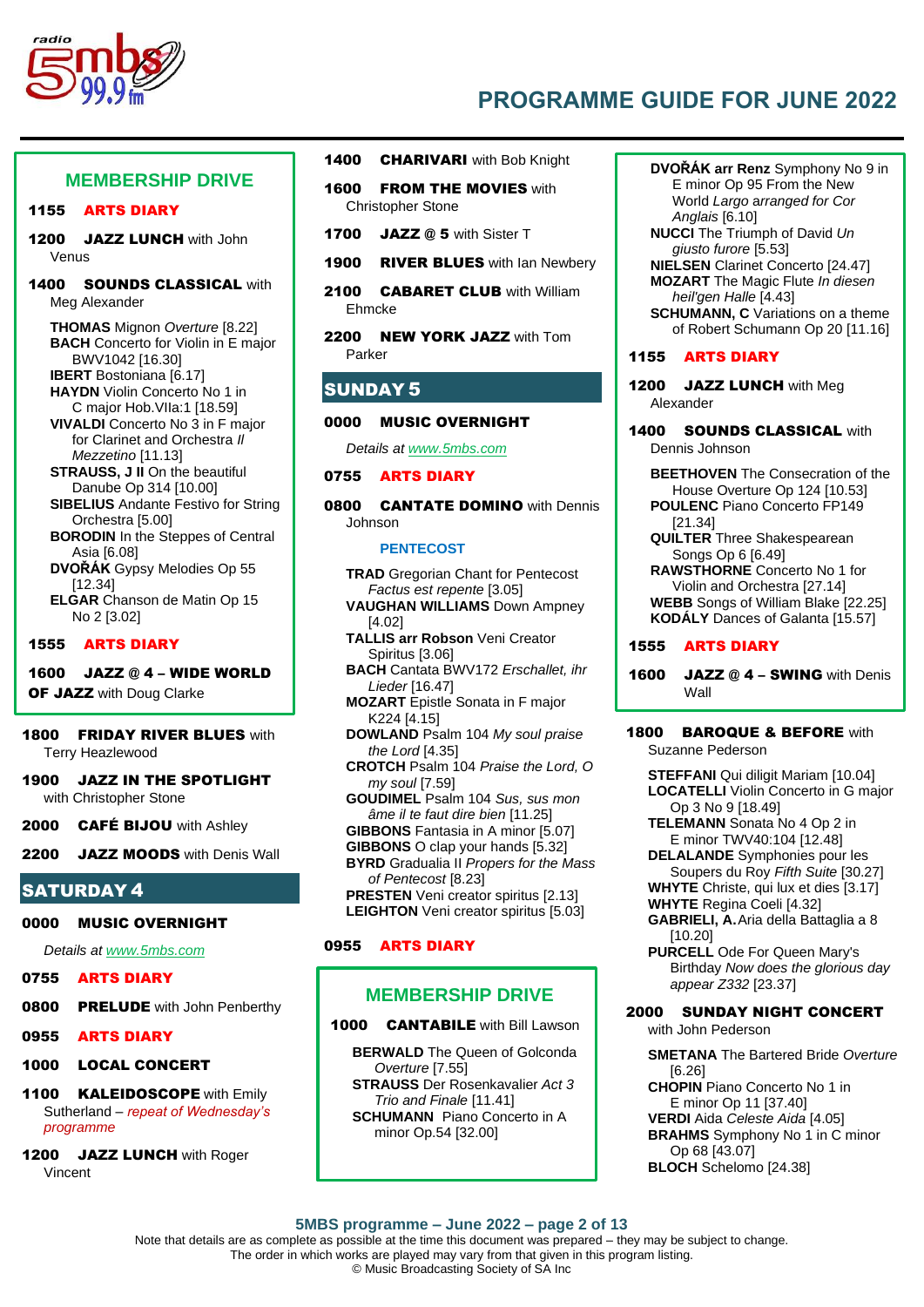# PROGRAMME GUIDE FOR JUNE 2022

## MEMBERSHIP DRIVE

**1155 ARTS DIARY**

**1200 JAZZ LUNCH** with John Venus

**1400 SOUNDS CLASSICAL** with Meg Alexander

**THOMAS** Mignon *Overture* [8.22]
**BACH** Concerto for Violin in E major BWV1042 [16.30]
**IBERT** Bostoniana [6.17]
**HAYDN** Violin Concerto No 1 in C major Hob.VIIa:1 [18.59]
**VIVALDI** Concerto No 3 in F major for Clarinet and Orchestra *Il Mezzetino* [11.13]
**STRAUSS, J II** On the beautiful Danube Op 314 [10.00]
**SIBELIUS** Andante Festivo for String Orchestra [5.00]
**BORODIN** In the Steppes of Central Asia [6.08]
**DVOŘÁK** Gypsy Melodies Op 55 [12.34]
**ELGAR** Chanson de Matin Op 15 No 2 [3.02]

**1555 ARTS DIARY**

**1600 JAZZ @ 4 – WIDE WORLD OF JAZZ** with Doug Clarke

**1800 FRIDAY RIVER BLUES** with Terry Heazlewood

**1900 JAZZ IN THE SPOTLIGHT** with Christopher Stone

**2000 CAFÉ BIJOU** with Ashley

**2200 JAZZ MOODS** with Denis Wall

## SATURDAY 4

**0000 MUSIC OVERNIGHT**

*Details at www.5mbs.com*

**0755 ARTS DIARY**

**0800 PRELUDE** with John Penberthy

**0955 ARTS DIARY**

**1000 LOCAL CONCERT**

**1100 KALEIDOSCOPE** with Emily Sutherland – *repeat of Wednesday's programme*

**1200 JAZZ LUNCH** with Roger Vincent

**1400 CHARIVARI** with Bob Knight

**1600 FROM THE MOVIES** with Christopher Stone

**1700 JAZZ @ 5** with Sister T

**1900 RIVER BLUES** with Ian Newbery

**2100 CABARET CLUB** with William Ehmcke

**2200 NEW YORK JAZZ** with Tom Parker

## SUNDAY 5

**0000 MUSIC OVERNIGHT**

*Details at www.5mbs.com*

**0755 ARTS DIARY**

**0800 CANTATE DOMINO** with Dennis Johnson

### PENTECOST

**TRAD** Gregorian Chant for Pentecost *Factus est repente* [3.05]
**VAUGHAN WILLIAMS** Down Ampney [4.02]
**TALLIS arr Robson** Veni Creator Spiritus [3.06]
**BACH** Cantata BWV172 *Erschallet, ihr Lieder* [16.47]
**MOZART** Epistle Sonata in F major K224 [4.15]
**DOWLAND** Psalm 104 *My soul praise the Lord* [4.35]
**CROTCH** Psalm 104 *Praise the Lord, O my soul* [7.59]
**GOUDIMEL** Psalm 104 *Sus, sus mon âme il te faut dire bien* [11.25]
**GIBBONS** Fantasia in A minor [5.07]
**GIBBONS** O clap your hands [5.32]
**BYRD** Gradualia II *Propers for the Mass of Pentecost* [8.23]
**PRESTEN** Veni creator spiritus [2.13]
**LEIGHTON** Veni creator spiritus [5.03]

**0955 ARTS DIARY**

## MEMBERSHIP DRIVE

**1000 CANTABILE** with Bill Lawson

**BERWALD** The Queen of Golconda *Overture* [7.55]
**STRAUSS** Der Rosenkavalier *Act 3 Trio and Finale* [11.41]
**SCHUMANN** Piano Concerto in A minor Op.54 [32.00]
**DVOŘÁK arr Renz** Symphony No 9 in E minor Op 95 From the New World *Largo arranged for Cor Anglais* [6.10]
**NUCCI** The Triumph of David *Un giusto furore* [5.53]
**NIELSEN** Clarinet Concerto [24.47]
**MOZART** The Magic Flute *In diesen heil'gen Halle* [4.43]
**SCHUMANN, C** Variations on a theme of Robert Schumann Op 20 [11.16]

**1155 ARTS DIARY**

**1200 JAZZ LUNCH** with Meg Alexander

**1400 SOUNDS CLASSICAL** with Dennis Johnson

**BEETHOVEN** The Consecration of the House Overture Op 124 [10.53]
**POULENC** Piano Concerto FP149 [21.34]
**QUILTER** Three Shakespearean Songs Op 6 [6.49]
**RAWSTHORNE** Concerto No 1 for Violin and Orchestra [27.14]
**WEBB** Songs of William Blake [22.25]
**KODÁLY** Dances of Galanta [15.57]

**1555 ARTS DIARY**

**1600 JAZZ @ 4 – SWING** with Denis Wall

**1800 BAROQUE & BEFORE** with Suzanne Pederson

**STEFFANI** Qui diligit Mariam [10.04]
**LOCATELLI** Violin Concerto in G major Op 3 No 9 [18.49]
**TELEMANN** Sonata No 4 Op 2 in E minor TWV40:104 [12.48]
**DELALANDE** Symphonies pour les Soupers du Roy *Fifth Suite* [30.27]
**WHYTE** Christe, qui lux et dies [3.17]
**WHYTE** Regina Coeli [4.32]
**GABRIELI, A.** Aria della Battaglia a 8 [10.20]
**PURCELL** Ode For Queen Mary's Birthday *Now does the glorious day appear Z332* [23.37]

**2000 SUNDAY NIGHT CONCERT** with John Pederson

**SMETANA** The Bartered Bride *Overture* [6.26]
**CHOPIN** Piano Concerto No 1 in E minor Op 11 [37.40]
**VERDI** Aida *Celeste Aida* [4.05]
**BRAHMS** Symphony No 1 in C minor Op 68 [43.07]
**BLOCH** Schelomo [24.38]

Note that details are as complete as possible at the time this document was prepared – they may be subject to change.
The order in which works are played may vary from that given in this program listing.
© Music Broadcasting Society of SA Inc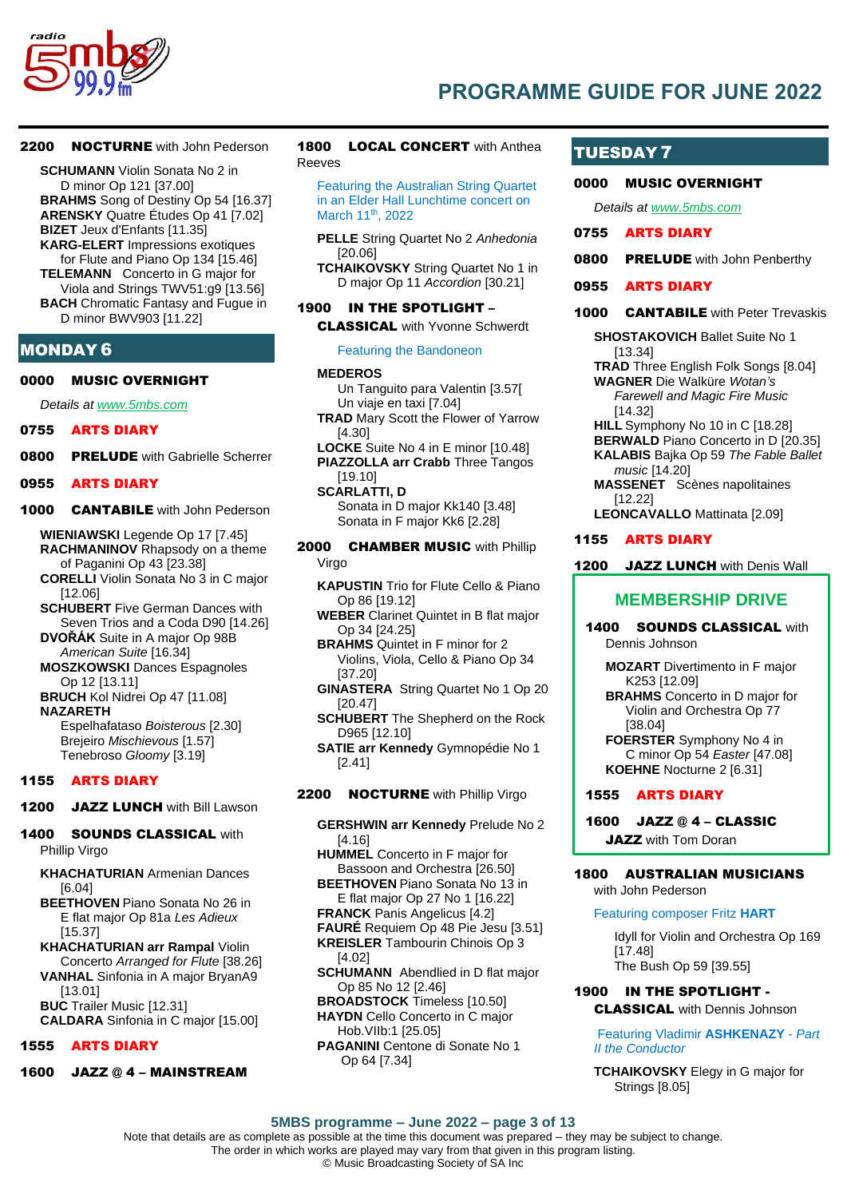# PROGRAMME GUIDE FOR JUNE 2022

**2200 NOCTURNE** with John Pederson

**SCHUMANN** Violin Sonata No 2 in D minor Op 121 [37.00]
**BRAHMS** Song of Destiny Op 54 [16.37]
**ARENSKY** Quatre Études Op 41 [7.02]
**BIZET** Jeux d'Enfants [11.35]
**KARG-ELERT** Impressions exotiques for Flute and Piano Op 134 [15.46]
**TELEMANN** Concerto in G major for Viola and Strings TWV51:g9 [13.56]
**BACH** Chromatic Fantasy and Fugue in D minor BWV903 [11.22]

## MONDAY 6

**0000 MUSIC OVERNIGHT**

*Details at www.5mbs.com*

**0755 ARTS DIARY**

**0800 PRELUDE** with Gabrielle Scherrer

**0955 ARTS DIARY**

**1000 CANTABILE** with John Pederson

**WIENIAWSKI** Legende Op 17 [7.45]
**RACHMANINOV** Rhapsody on a theme of Paganini Op 43 [23.38]
**CORELLI** Violin Sonata No 3 in C major [12.06]
**SCHUBERT** Five German Dances with Seven Trios and a Coda D90 [14.26]
**DVOŘÁK** Suite in A major Op 98B *American Suite* [16.34]
**MOSZKOWSKI** Dances Espagnoles Op 12 [13.11]
**BRUCH** Kol Nidrei Op 47 [11.08]
**NAZARETH**
Espelhafatoso *Boisterous* [2.30]
Brejeiro *Mischievous* [1.57]
Tenebroso *Gloomy* [3.19]

**1155 ARTS DIARY**

**1200 JAZZ LUNCH** with Bill Lawson

**1400 SOUNDS CLASSICAL** with Phillip Virgo

**KHACHATURIAN** Armenian Dances [6.04]
**BEETHOVEN** Piano Sonata No 26 in E flat major Op 81a *Les Adieux* [15.37]
**KHACHATURIAN arr Rampal** Violin Concerto *Arranged for Flute* [38.26]
**VANHAL** Sinfonia in A major BryanA9 [13.01]
**BUC** Trailer Music [12.31]
**CALDARA** Sinfonia in C major [15.00]

**1555 ARTS DIARY**

**1600 JAZZ @ 4 – MAINSTREAM**

**1800 LOCAL CONCERT** with Anthea Reeves

Featuring the Australian String Quartet in an Elder Hall Lunchtime concert on March 11th, 2022

**PELLE** String Quartet No 2 *Anhedonia* [20.06]
**TCHAIKOVSKY** String Quartet No 1 in D major Op 11 *Accordion* [30.21]

**1900 IN THE SPOTLIGHT – CLASSICAL** with Yvonne Schwerdt

Featuring the Bandoneon

**MEDEROS**
Un Tanguito para Valentin [3.57[
Un viaje en taxi [7.04]
**TRAD** Mary Scott the Flower of Yarrow [4.30]
**LOCKE** Suite No 4 in E minor [10.48]
**PIAZZOLLA arr Crabb** Three Tangos [19.10]
**SCARLATTI, D**
Sonata in D major Kk140 [3.48]
Sonata in F major Kk6 [2.28]

**2000 CHAMBER MUSIC** with Phillip Virgo

**KAPUSTIN** Trio for Flute Cello & Piano Op 86 [19.12]
**WEBER** Clarinet Quintet in B flat major Op 34 [24.25]
**BRAHMS** Quintet in F minor for 2 Violins, Viola, Cello & Piano Op 34 [37.20]
**GINASTERA** String Quartet No 1 Op 20 [20.47]
**SCHUBERT** The Shepherd on the Rock D965 [12.10]
**SATIE arr Kennedy** Gymnopédie No 1 [2.41]

**2200 NOCTURNE** with Phillip Virgo

**GERSHWIN arr Kennedy** Prelude No 2 [4.16]
**HUMMEL** Concerto in F major for Bassoon and Orchestra [26.50]
**BEETHOVEN** Piano Sonata No 13 in E flat major Op 27 No 1 [16.22]
**FRANCK** Panis Angelicus [4.2]
**FAURÉ** Requiem Op 48 Pie Jesu [3.51]
**KREISLER** Tambourin Chinois Op 3 [4.02]
**SCHUMANN** Abendlied in D flat major Op 85 No 12 [2.46]
**BROADSTOCK** Timeless [10.50]
**HAYDN** Cello Concerto in C major Hob.VIIb:1 [25.05]
**PAGANINI** Centone di Sonate No 1 Op 64 [7.34]

## TUESDAY 7

**0000 MUSIC OVERNIGHT**

*Details at www.5mbs.com*

**0755 ARTS DIARY**

**0800 PRELUDE** with John Penberthy

**0955 ARTS DIARY**

**1000 CANTABILE** with Peter Trevaskis

**SHOSTAKOVICH** Ballet Suite No 1 [13.34]
**TRAD** Three English Folk Songs [8.04]
**WAGNER** Die Walküre *Wotan's Farewell and Magic Fire Music* [14.32]
**HILL** Symphony No 10 in C [18.28]
**BERWALD** Piano Concerto in D [20.35]
**KALABIS** Bajka Op 59 *The Fable Ballet music* [14.20]
**MASSENET** Scènes napolitaines [12.22]
**LEONCAVALLO** Mattinata [2.09]

**1155 ARTS DIARY**

**1200 JAZZ LUNCH** with Denis Wall

### MEMBERSHIP DRIVE

**1400 SOUNDS CLASSICAL** with Dennis Johnson

**MOZART** Divertimento in F major K253 [12.09]
**BRAHMS** Concerto in D major for Violin and Orchestra Op 77 [38.04]
**FOERSTER** Symphony No 4 in C minor Op 54 *Easter* [47.08]
**KOEHNE** Nocturne 2 [6.31]

**1555 ARTS DIARY**

**1600 JAZZ @ 4 – CLASSIC JAZZ** with Tom Doran

**1800 AUSTRALIAN MUSICIANS** with John Pederson

Featuring composer Fritz **HART**

Idyll for Violin and Orchestra Op 169 [17.48]
The Bush Op 59 [39.55]

**1900 IN THE SPOTLIGHT - CLASSICAL** with Dennis Johnson

Featuring Vladimir **ASHKENAZY** - *Part II the Conductor*

**TCHAIKOVSKY** Elegy in G major for Strings [8.05]

Note that details are as complete as possible at the time this document was prepared – they may be subject to change.
The order in which works are played may vary from that given in this program listing.
© Music Broadcasting Society of SA Inc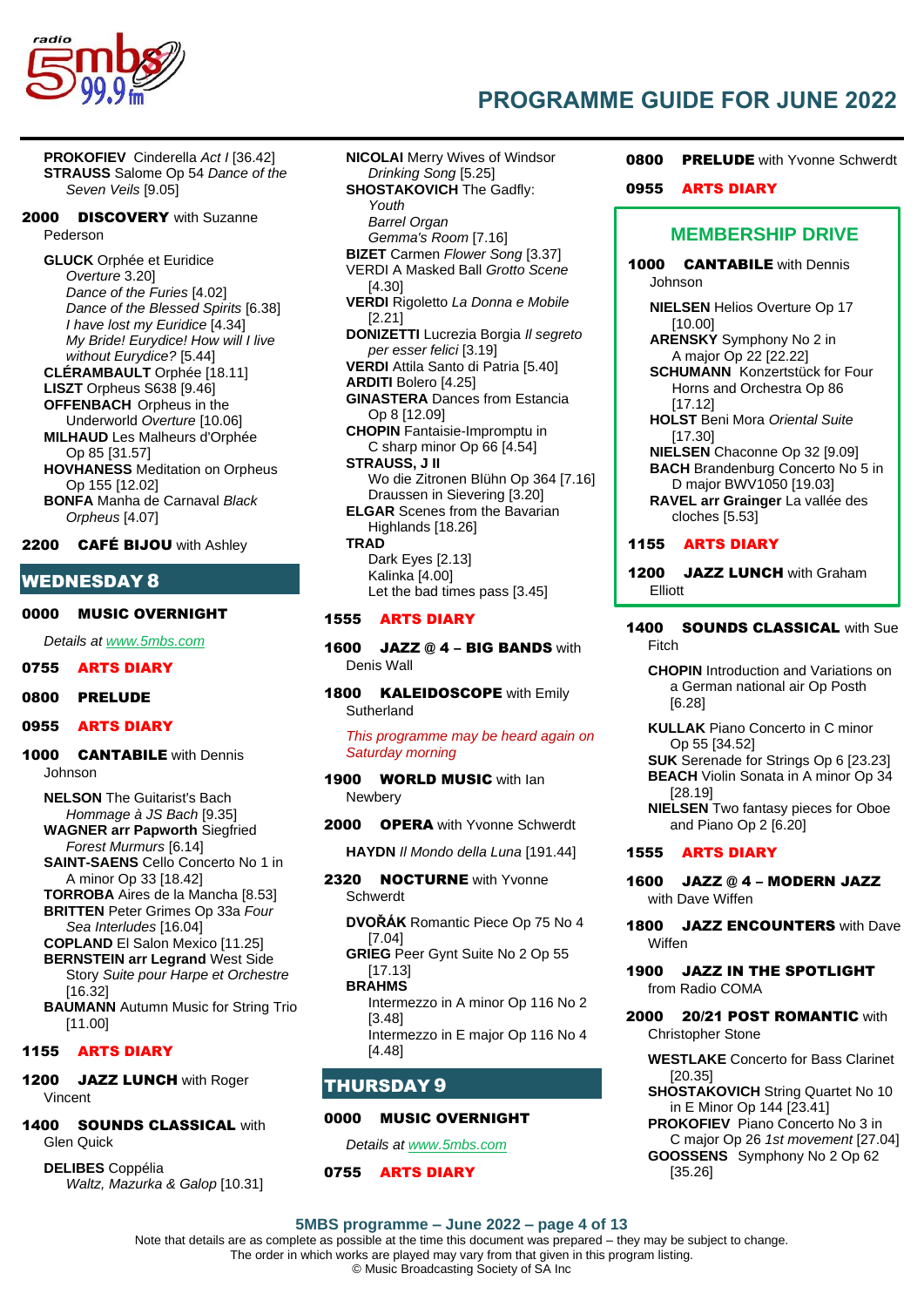# PROGRAMME GUIDE FOR JUNE 2022

**PROKOFIEV** Cinderella *Act I* [36.42]
**STRAUSS** Salome Op 54 *Dance of the Seven Veils* [9.05]

**2000 DISCOVERY** with Suzanne Pederson

**GLUCK** Orphée et Euridice
*Overture* 3.20]
*Dance of the Furies* [4.02]
*Dance of the Blessed Spirits* [6.38]
*I have lost my Euridice* [4.34]
*My Bride! Eurydice! How will I live without Eurydice?* [5.44]
**CLÉRAMBAULT** Orphée [18.11]
**LISZT** Orpheus S638 [9.46]
**OFFENBACH** Orpheus in the Underworld *Overture* [10.06]
**MILHAUD** Les Malheurs d'Orphée Op 85 [31.57]
**HOVHANESS** Meditation on Orpheus Op 155 [12.02]
**BONFA** Manha de Carnaval *Black Orpheus* [4.07]

**2200 CAFÉ BIJOU** with Ashley

## WEDNESDAY 8

**0000 MUSIC OVERNIGHT**

*Details at www.5mbs.com*

**0755 ARTS DIARY**

**0800 PRELUDE**

**0955 ARTS DIARY**

**1000 CANTABILE** with Dennis Johnson

**NELSON** The Guitarist's Bach *Hommage à JS Bach* [9.35]
**WAGNER arr Papworth** Siegfried *Forest Murmurs* [6.14]
**SAINT-SAENS** Cello Concerto No 1 in A minor Op 33 [18.42]
**TORROBA** Aires de la Mancha [8.53]
**BRITTEN** Peter Grimes Op 33a *Four Sea Interludes* [16.04]
**COPLAND** El Salon Mexico [11.25]
**BERNSTEIN arr Legrand** West Side Story *Suite pour Harpe et Orchestre* [16.32]
**BAUMANN** Autumn Music for String Trio [11.00]

**1155 ARTS DIARY**

**1200 JAZZ LUNCH** with Roger Vincent

**1400 SOUNDS CLASSICAL** with Glen Quick

**DELIBES** Coppélia *Waltz, Mazurka & Galop* [10.31]
**NICOLAI** Merry Wives of Windsor *Drinking Song* [5.25]
**SHOSTAKOVICH** The Gadfly:
*Youth*
*Barrel Organ*
*Gemma's Room* [7.16]
**BIZET** Carmen *Flower Song* [3.37]
VERDI A Masked Ball *Grotto Scene* [4.30]
**VERDI** Rigoletto *La Donna e Mobile* [2.21]
**DONIZETTI** Lucrezia Borgia *Il segreto per esser felici* [3.19]
**VERDI** Attila Santo di Patria [5.40]
**ARDITI** Bolero [4.25]
**GINASTERA** Dances from Estancia Op 8 [12.09]
**CHOPIN** Fantaisie-Impromptu in C sharp minor Op 66 [4.54]
**STRAUSS, J II**
Wo die Zitronen Blühn Op 364 [7.16]
Draussen in Sievering [3.20]
**ELGAR** Scenes from the Bavarian Highlands [18.26]
**TRAD**
Dark Eyes [2.13]
Kalinka [4.00]
Let the bad times pass [3.45]

**1555 ARTS DIARY**

**1600 JAZZ @ 4 – BIG BANDS** with Denis Wall

**1800 KALEIDOSCOPE** with Emily Sutherland

*This programme may be heard again on Saturday morning*

**1900 WORLD MUSIC** with Ian Newbery

**2000 OPERA** with Yvonne Schwerdt

**HAYDN** *Il Mondo della Luna* [191.44]

**2320 NOCTURNE** with Yvonne Schwerdt

**DVOŘÁK** Romantic Piece Op 75 No 4 [7.04]
**GRIEG** Peer Gynt Suite No 2 Op 55 [17.13]
**BRAHMS**
Intermezzo in A minor Op 116 No 2 [3.48]
Intermezzo in E major Op 116 No 4 [4.48]

## THURSDAY 9

**0000 MUSIC OVERNIGHT**

*Details at www.5mbs.com*

**0755 ARTS DIARY**

**0800 PRELUDE** with Yvonne Schwerdt

**0955 ARTS DIARY**

### MEMBERSHIP DRIVE

**1000 CANTABILE** with Dennis Johnson

**NIELSEN** Helios Overture Op 17 [10.00]
**ARENSKY** Symphony No 2 in A major Op 22 [22.22]
**SCHUMANN** Konzertstück for Four Horns and Orchestra Op 86 [17.12]
**HOLST** Beni Mora *Oriental Suite* [17.30]
**NIELSEN** Chaconne Op 32 [9.09]
**BACH** Brandenburg Concerto No 5 in D major BWV1050 [19.03]
**RAVEL arr Grainger** La vallée des cloches [5.53]

**1155 ARTS DIARY**

**1200 JAZZ LUNCH** with Graham Elliott

**1400 SOUNDS CLASSICAL** with Sue Fitch

**CHOPIN** Introduction and Variations on a German national air Op Posth [6.28]
**KULLAK** Piano Concerto in C minor Op 55 [34.52]
**SUK** Serenade for Strings Op 6 [23.23]
**BEACH** Violin Sonata in A minor Op 34 [28.19]
**NIELSEN** Two fantasy pieces for Oboe and Piano Op 2 [6.20]

**1555 ARTS DIARY**

**1600 JAZZ @ 4 – MODERN JAZZ** with Dave Wiffen

**1800 JAZZ ENCOUNTERS** with Dave Wiffen

**1900 JAZZ IN THE SPOTLIGHT** from Radio COMA

**2000 20/21 POST ROMANTIC** with Christopher Stone

**WESTLAKE** Concerto for Bass Clarinet [20.35]
**SHOSTAKOVICH** String Quartet No 10 in E Minor Op 144 [23.41]
**PROKOFIEV** Piano Concerto No 3 in C major Op 26 *1st movement* [27.04]
**GOOSSENS** Symphony No 2 Op 62 [35.26]

Note that details are as complete as possible at the time this document was prepared – they may be subject to change.
The order in which works are played may vary from that given in this program listing.
© Music Broadcasting Society of SA Inc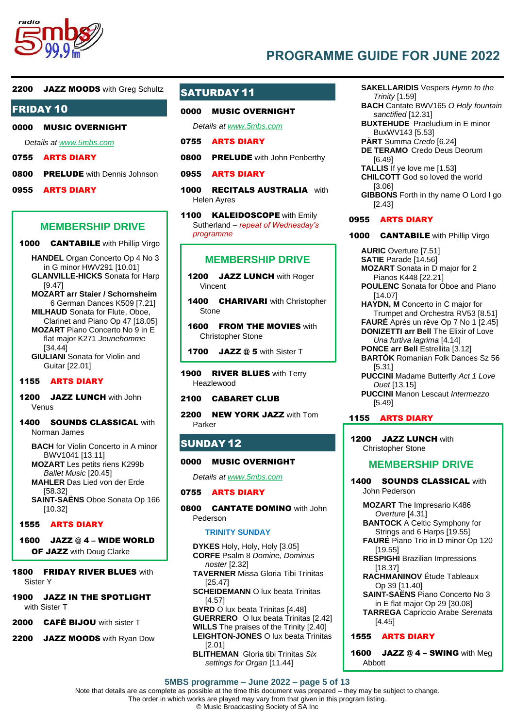# PROGRAMME GUIDE FOR JUNE 2022

**2200 JAZZ MOODS** with Greg Schultz

## FRIDAY 10

**0000 MUSIC OVERNIGHT**

*Details at www.5mbs.com*

**0755 ARTS DIARY**

**0800 PRELUDE** with Dennis Johnson

**0955 ARTS DIARY**

### MEMBERSHIP DRIVE

**1000 CANTABILE** with Phillip Virgo

**HANDEL** Organ Concerto Op 4 No 3 in G minor HWV291 [10.01]
**GLANVILLE-HICKS** Sonata for Harp [9.47]
**MOZART arr Staier / Schornsheim** 6 German Dances K509 [7.21]
**MILHAUD** Sonata for Flute, Oboe, Clarinet and Piano Op 47 [18.05]
**MOZART** Piano Concerto No 9 in E flat major K271 *Jeunehomme* [34.44]
**GIULIANI** Sonata for Violin and Guitar [22.01]

**1155 ARTS DIARY**

**1200 JAZZ LUNCH** with John Venus

**1400 SOUNDS CLASSICAL** with Norman James

**BACH** for Violin Concerto in A minor BWV1041 [13.11]
**MOZART** Les petits riens K299b *Ballet Music* [20.45]
**MAHLER** Das Lied von der Erde [58.32]
**SAINT-SAËNS** Oboe Sonata Op 166 [10.32]

**1555 ARTS DIARY**

**1600 JAZZ @ 4 – WIDE WORLD OF JAZZ** with Doug Clarke

**1800 FRIDAY RIVER BLUES** with Sister Y

**1900 JAZZ IN THE SPOTLIGHT** with Sister T

**2000 CAFÉ BIJOU** with sister T

**2200 JAZZ MOODS** with Ryan Dow

## SATURDAY 11

**0000 MUSIC OVERNIGHT**

*Details at www.5mbs.com*

**0755 ARTS DIARY**

**0800 PRELUDE** with John Penberthy

**0955 ARTS DIARY**

**1000 RECITALS AUSTRALIA** with Helen Ayres

**1100 KALEIDOSCOPE** with Emily Sutherland – *repeat of Wednesday's programme*

### MEMBERSHIP DRIVE

**1200 JAZZ LUNCH** with Roger Vincent

**1400 CHARIVARI** with Christopher Stone

**1600 FROM THE MOVIES** with Christopher Stone

**1700 JAZZ @ 5** with Sister T

**1900 RIVER BLUES** with Terry Heazlewood

**2100 CABARET CLUB**

**2200 NEW YORK JAZZ** with Tom Parker

## SUNDAY 12

**0000 MUSIC OVERNIGHT**

*Details at www.5mbs.com*

**0755 ARTS DIARY**

**0800 CANTATE DOMINO** with John Pederson

**TRINITY SUNDAY**

**DYKES** Holy, Holy, Holy [3.05]
**CORFE** Psalm 8 *Domine, Dominus noster* [2.32]
**TAVERNER** Missa Gloria Tibi Trinitas [25.47]
**SCHEIDEMANN** O lux beata Trinitas [4.57]
**BYRD** O lux beata Trinitas [4.48]
**GUERRERO** O lux beata Trinitas [2.42]
**WILLS** The praises of the Trinity [2.40]
**LEIGHTON-JONES** O lux beata Trinitas [2.01]
**BLITHEMAN** Gloria tibi Trinitas *Six settings for Organ* [11.44]
**SAKELLARIDIS** Vespers *Hymn to the Trinity* [1.59]
**BACH** Cantate BWV165 *O Holy fountain sanctified* [12.31]
**BUXTEHUDE** Praeludium in E minor BuxWV143 [5.53]
**PÄRT** Summa *Credo* [6.24]
**DE TERAMO** Credo Deus Deorum [6.49]
**TALLIS** If ye love me [1.53]
**CHILCOTT** God so loved the world [3.06]
**GIBBONS** Forth in thy name O Lord I go [2.43]

**0955 ARTS DIARY**

**1000 CANTABILE** with Phillip Virgo

**AURIC** Overture [7.51]
**SATIE** Parade [14.56]
**MOZART** Sonata in D major for 2 Pianos K448 [22.21]
**POULENC** Sonata for Oboe and Piano [14.07]
**HAYDN, M** Concerto in C major for Trumpet and Orchestra RV53 [8.51]
**FAURÉ** Après un rêve Op 7 No 1 [2.45]
**DONIZETTI arr Bell** The Elixir of Love *Una furtiva lagrima* [4.14]
**PONCE arr Bell** Estrellita [3.12]
**BARTÓK** Romanian Folk Dances Sz 56 [5.31]
**PUCCINI** Madame Butterfly *Act 1 Love Duet* [13.15]
**PUCCINI** Manon Lescaut *Intermezzo* [5.49]

**1155 ARTS DIARY**

**1200 JAZZ LUNCH** with Christopher Stone

### MEMBERSHIP DRIVE

**1400 SOUNDS CLASSICAL** with John Pederson

**MOZART** The Impresario K486 *Overture* [4.31]
**BANTOCK** A Celtic Symphony for Strings and 6 Harps [19.55]
**FAURÉ** Piano Trio in D minor Op 120 [19.55]
**RESPIGHI** Brazilian Impressions [18.37]
**RACHMANINOV** Étude Tableaux Op 39 [11.40]
**SAINT-SAËNS** Piano Concerto No 3 in E flat major Op 29 [30.08]
**TARREGA** Capriccio Arabe *Serenata* [4.45]

**1555 ARTS DIARY**

**1600 JAZZ @ 4 – SWING** with Meg Abbott

Note that details are as complete as possible at the time this document was prepared – they may be subject to change.
The order in which works are played may vary from that given in this program listing.
© Music Broadcasting Society of SA Inc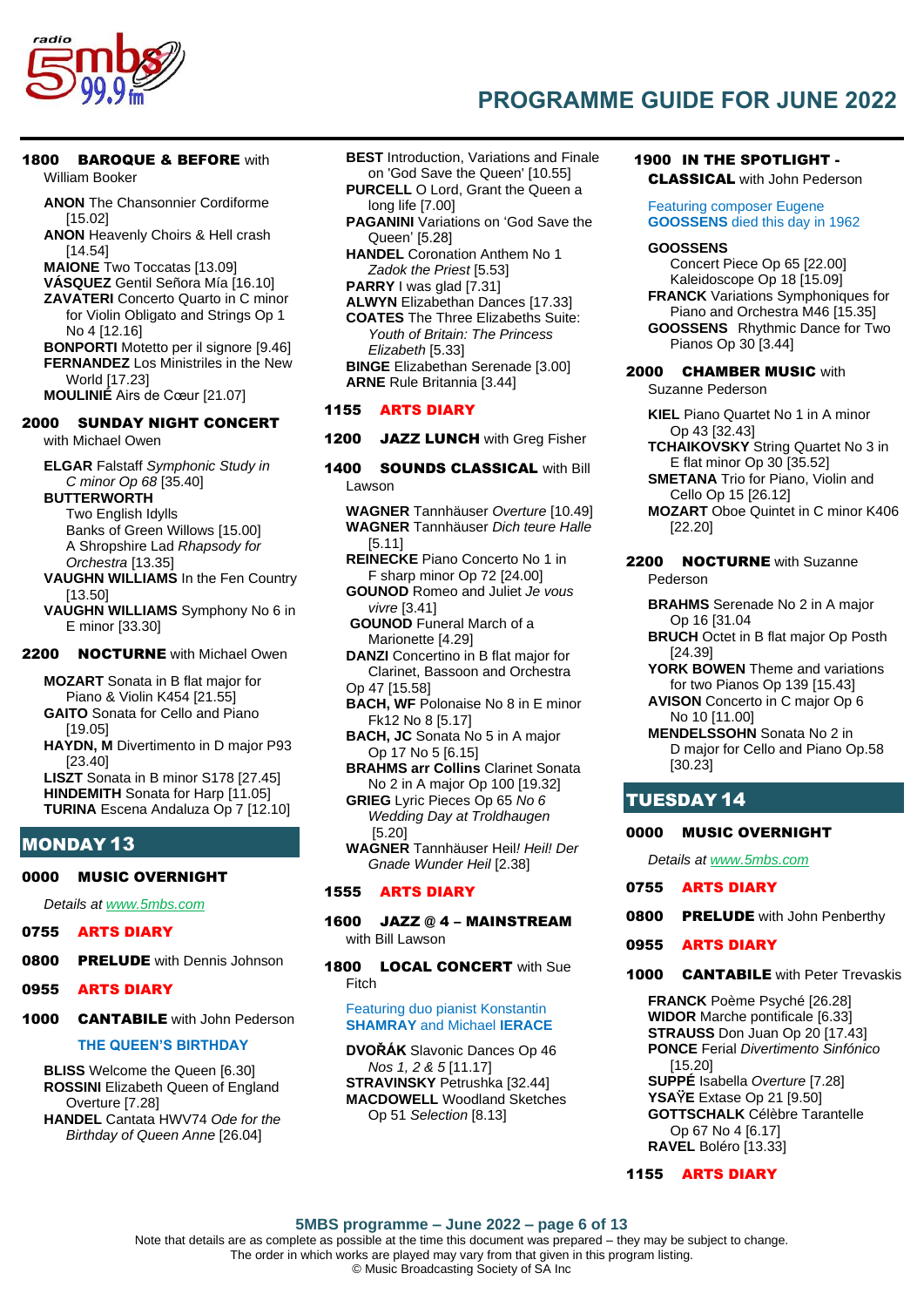# PROGRAMME GUIDE FOR JUNE 2022

**1800 BAROQUE & BEFORE** with William Booker

**ANON** The Chansonnier Cordiforme [15.02]
**ANON** Heavenly Choirs & Hell crash [14.54]
**MAIONE** Two Toccatas [13.09]
**VÁSQUEZ** Gentil Señora Mía [16.10]
**ZAVATERI** Concerto Quarto in C minor for Violin Obligato and Strings Op 1 No 4 [12.16]
**BONPORTI** Motetto per il signore [9.46]
**FERNANDEZ** Los Ministriles in the New World [17.23]
**MOULINIÉ** Airs de Cœur [21.07]

**2000 SUNDAY NIGHT CONCERT** with Michael Owen

**ELGAR** Falstaff *Symphonic Study in C minor Op 68* [35.40]
**BUTTERWORTH**
Two English Idylls
Banks of Green Willows [15.00]
A Shropshire Lad *Rhapsody for Orchestra* [13.35]
**VAUGHN WILLIAMS** In the Fen Country [13.50]
**VAUGHN WILLIAMS** Symphony No 6 in E minor [33.30]

**2200 NOCTURNE** with Michael Owen

**MOZART** Sonata in B flat major for Piano & Violin K454 [21.55]
**GAITO** Sonata for Cello and Piano [19.05]
**HAYDN, M** Divertimento in D major P93 [23.40]
**LISZT** Sonata in B minor S178 [27.45]
**HINDEMITH** Sonata for Harp [11.05]
**TURINA** Escena Andaluza Op 7 [12.10]

## MONDAY 13

**0000 MUSIC OVERNIGHT**

*Details at www.5mbs.com*

**0755 ARTS DIARY**

**0800 PRELUDE** with Dennis Johnson

**0955 ARTS DIARY**

**1000 CANTABILE** with John Pederson

**THE QUEEN'S BIRTHDAY**

**BLISS** Welcome the Queen [6.30]
**ROSSINI** Elizabeth Queen of England Overture [7.28]
**HANDEL** Cantata HWV74 *Ode for the Birthday of Queen Anne* [26.04]
**BEST** Introduction, Variations and Finale on 'God Save the Queen' [10.55]
**PURCELL** O Lord, Grant the Queen a long life [7.00]
**PAGANINI** Variations on 'God Save the Queen' [5.28]
**HANDEL** Coronation Anthem No 1 *Zadok the Priest* [5.53]
**PARRY** I was glad [7.31]
**ALWYN** Elizabethan Dances [17.33]
**COATES** The Three Elizabeths Suite: *Youth of Britain: The Princess Elizabeth* [5.33]
**BINGE** Elizabethan Serenade [3.00]
**ARNE** Rule Britannia [3.44]

**1155 ARTS DIARY**

**1200 JAZZ LUNCH** with Greg Fisher

**1400 SOUNDS CLASSICAL** with Bill Lawson

**WAGNER** Tannhäuser *Overture* [10.49]
**WAGNER** Tannhäuser *Dich teure Halle* [5.11]
**REINECKE** Piano Concerto No 1 in F sharp minor Op 72 [24.00]
**GOUNOD** Romeo and Juliet *Je vous vivre* [3.41]
**GOUNOD** Funeral March of a Marionette [4.29]
**DANZI** Concertino in B flat major for Clarinet, Bassoon and Orchestra Op 47 [15.58]
**BACH, WF** Polonaise No 8 in E minor Fk12 No 8 [5.17]
**BACH, JC** Sonata No 5 in A major Op 17 No 5 [6.15]
**BRAHMS arr Collins** Clarinet Sonata No 2 in A major Op 100 [19.32]
**GRIEG** Lyric Pieces Op 65 *No 6 Wedding Day at Troldhaugen* [5.20]
**WAGNER** Tannhäuser Heil*! Heil! Der Gnade Wunder Heil* [2.38]

**1555 ARTS DIARY**

**1600 JAZZ @ 4 – MAINSTREAM** with Bill Lawson

**1800 LOCAL CONCERT** with Sue Fitch

Featuring duo pianist Konstantin **SHAMRAY** and Michael **IERACE**

**DVOŘÁK** Slavonic Dances Op 46 *Nos 1, 2 & 5* [11.17]
**STRAVINSKY** Petrushka [32.44]
**MACDOWELL** Woodland Sketches Op 51 *Selection* [8.13]

**1900 IN THE SPOTLIGHT - CLASSICAL** with John Pederson

Featuring composer Eugene **GOOSSENS** died this day in 1962

**GOOSSENS**
Concert Piece Op 65 [22.00]
Kaleidoscope Op 18 [15.09]
**FRANCK** Variations Symphoniques for Piano and Orchestra M46 [15.35]
**GOOSSENS** Rhythmic Dance for Two Pianos Op 30 [3.44]

**2000 CHAMBER MUSIC** with Suzanne Pederson

**KIEL** Piano Quartet No 1 in A minor Op 43 [32.43]
**TCHAIKOVSKY** String Quartet No 3 in E flat minor Op 30 [35.52]
**SMETANA** Trio for Piano, Violin and Cello Op 15 [26.12]
**MOZART** Oboe Quintet in C minor K406 [22.20]

**2200 NOCTURNE** with Suzanne Pederson

**BRAHMS** Serenade No 2 in A major Op 16 [31.04
**BRUCH** Octet in B flat major Op Posth [24.39]
**YORK BOWEN** Theme and variations for two Pianos Op 139 [15.43]
**AVISON** Concerto in C major Op 6 No 10 [11.00]
**MENDELSSOHN** Sonata No 2 in D major for Cello and Piano Op.58 [30.23]

## TUESDAY 14

**0000 MUSIC OVERNIGHT**

*Details at www.5mbs.com*

**0755 ARTS DIARY**

**0800 PRELUDE** with John Penberthy

**0955 ARTS DIARY**

**1000 CANTABILE** with Peter Trevaskis

**FRANCK** Poème Psyché [26.28]
**WIDOR** Marche pontificale [6.33]
**STRAUSS** Don Juan Op 20 [17.43]
**PONCE** Ferial *Divertimento Sinfónico* [15.20]
**SUPPÉ** Isabella *Overture* [7.28]
**YSAŸE** Extase Op 21 [9.50]
**GOTTSCHALK** Célèbre Tarantelle Op 67 No 4 [6.17]
**RAVEL** Boléro [13.33]

**1155 ARTS DIARY**

Note that details are as complete as possible at the time this document was prepared – they may be subject to change.
The order in which works are played may vary from that given in this program listing.
© Music Broadcasting Society of SA Inc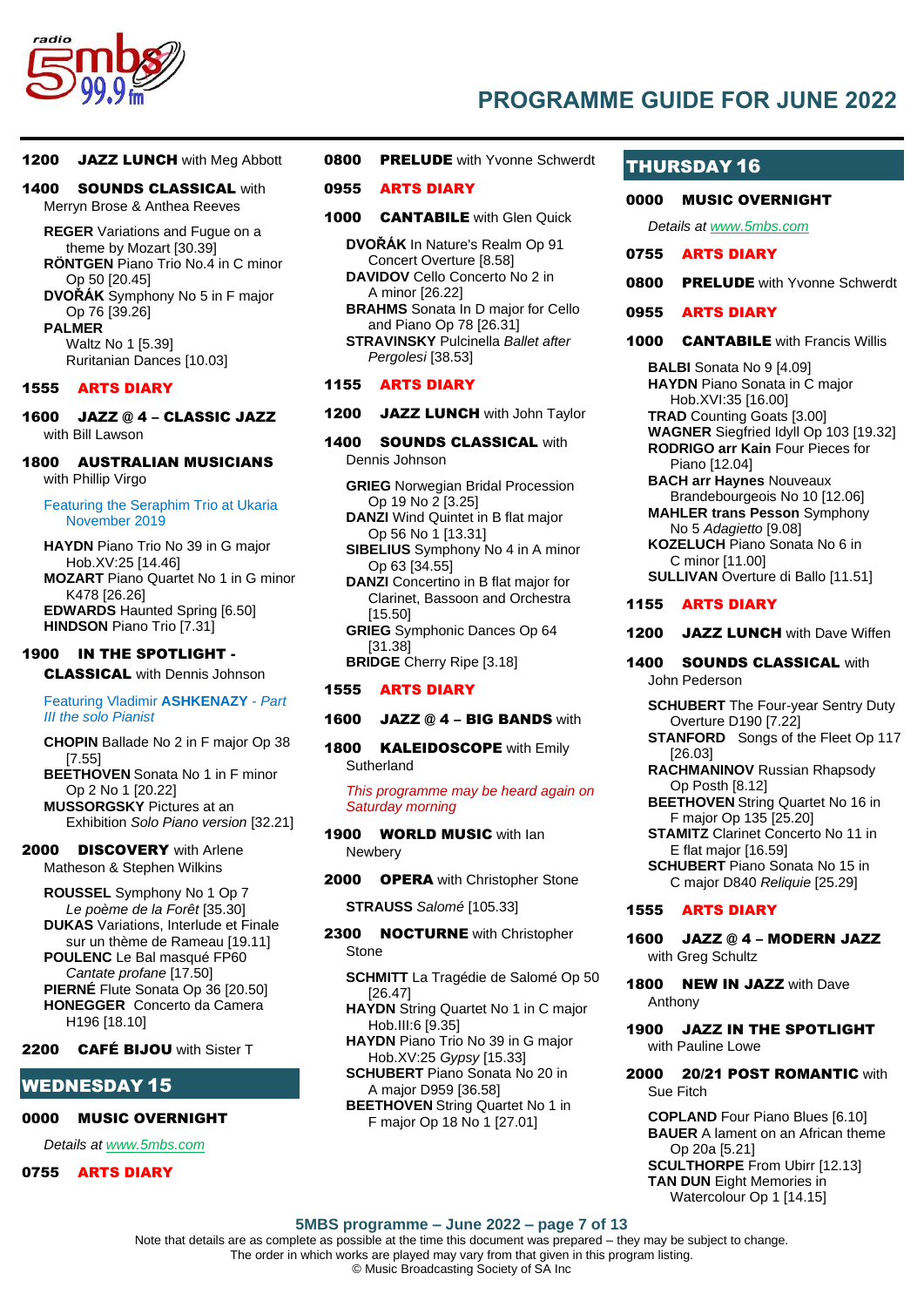# PROGRAMME GUIDE FOR JUNE 2022

**1200 JAZZ LUNCH** with Meg Abbott

**1400 SOUNDS CLASSICAL** with Merryn Brose & Anthea Reeves

**REGER** Variations and Fugue on a theme by Mozart [30.39]
**RÖNTGEN** Piano Trio No.4 in C minor Op 50 [20.45]
**DVOŘÁK** Symphony No 5 in F major Op 76 [39.26]
**PALMER**
Waltz No 1 [5.39]
Ruritanian Dances [10.03]

**1555 ARTS DIARY**

**1600 JAZZ @ 4 – CLASSIC JAZZ** with Bill Lawson

**1800 AUSTRALIAN MUSICIANS** with Phillip Virgo

Featuring the Seraphim Trio at Ukaria November 2019

**HAYDN** Piano Trio No 39 in G major Hob.XV:25 [14.46]
**MOZART** Piano Quartet No 1 in G minor K478 [26.26]
**EDWARDS** Haunted Spring [6.50]
**HINDSON** Piano Trio [7.31]

**1900 IN THE SPOTLIGHT - CLASSICAL** with Dennis Johnson

Featuring Vladimir **ASHKENAZY** - *Part III the solo Pianist*

**CHOPIN** Ballade No 2 in F major Op 38 [7.55]
**BEETHOVEN** Sonata No 1 in F minor Op 2 No 1 [20.22]
**MUSSORGSKY** Pictures at an Exhibition *Solo Piano version* [32.21]

**2000 DISCOVERY** with Arlene Matheson & Stephen Wilkins

**ROUSSEL** Symphony No 1 Op 7 *Le poème de la Forêt* [35.30]
**DUKAS** Variations, Interlude et Finale sur un thème de Rameau [19.11]
**POULENC** Le Bal masqué FP60 *Cantate profane* [17.50]
**PIERNÉ** Flute Sonata Op 36 [20.50]
**HONEGGER** Concerto da Camera H196 [18.10]

**2200 CAFÉ BIJOU** with Sister T

## WEDNESDAY 15

**0000 MUSIC OVERNIGHT**

*Details at www.5mbs.com*

**0755 ARTS DIARY**

**0800 PRELUDE** with Yvonne Schwerdt

**0955 ARTS DIARY**

**1000 CANTABILE** with Glen Quick

**DVOŘÁK** In Nature's Realm Op 91 Concert Overture [8.58]
**DAVIDOV** Cello Concerto No 2 in A minor [26.22]
**BRAHMS** Sonata In D major for Cello and Piano Op 78 [26.31]
**STRAVINSKY** Pulcinella *Ballet after Pergolesi* [38.53]

**1155 ARTS DIARY**

**1200 JAZZ LUNCH** with John Taylor

**1400 SOUNDS CLASSICAL** with Dennis Johnson

**GRIEG** Norwegian Bridal Procession Op 19 No 2 [3.25]
**DANZI** Wind Quintet in B flat major Op 56 No 1 [13.31]
**SIBELIUS** Symphony No 4 in A minor Op 63 [34.55]
**DANZI** Concertino in B flat major for Clarinet, Bassoon and Orchestra [15.50]
**GRIEG** Symphonic Dances Op 64 [31.38]
**BRIDGE** Cherry Ripe [3.18]

**1555 ARTS DIARY**

**1600 JAZZ @ 4 – BIG BANDS** with

**1800 KALEIDOSCOPE** with Emily Sutherland

*This programme may be heard again on Saturday morning*

**1900 WORLD MUSIC** with Ian Newbery

**2000 OPERA** with Christopher Stone

**STRAUSS** *Salomé* [105.33]

**2300 NOCTURNE** with Christopher Stone

**SCHMITT** La Tragédie de Salomé Op 50 [26.47]
**HAYDN** String Quartet No 1 in C major Hob.III:6 [9.35]
**HAYDN** Piano Trio No 39 in G major Hob.XV:25 *Gypsy* [15.33]
**SCHUBERT** Piano Sonata No 20 in A major D959 [36.58]
**BEETHOVEN** String Quartet No 1 in F major Op 18 No 1 [27.01]

## THURSDAY 16

**0000 MUSIC OVERNIGHT**

*Details at www.5mbs.com*

**0755 ARTS DIARY**

**0800 PRELUDE** with Yvonne Schwerdt

**0955 ARTS DIARY**

**1000 CANTABILE** with Francis Willis

**BALBI** Sonata No 9 [4.09]
**HAYDN** Piano Sonata in C major Hob.XVI:35 [16.00]
**TRAD** Counting Goats [3.00]
**WAGNER** Siegfried Idyll Op 103 [19.32]
**RODRIGO arr Kain** Four Pieces for Piano [12.04]
**BACH arr Haynes** Nouveaux Brandebourgeois No 10 [12.06]
**MAHLER trans Pesson** Symphony No 5 *Adagietto* [9.08]
**KOZELUCH** Piano Sonata No 6 in C minor [11.00]
**SULLIVAN** Overture di Ballo [11.51]

**1155 ARTS DIARY**

**1200 JAZZ LUNCH** with Dave Wiffen

**1400 SOUNDS CLASSICAL** with John Pederson

**SCHUBERT** The Four-year Sentry Duty Overture D190 [7.22]
**STANFORD** Songs of the Fleet Op 117 [26.03]
**RACHMANINOV** Russian Rhapsody Op Posth [8.12]
**BEETHOVEN** String Quartet No 16 in F major Op 135 [25.20]
**STAMITZ** Clarinet Concerto No 11 in E flat major [16.59]
**SCHUBERT** Piano Sonata No 15 in C major D840 *Reliquie* [25.29]

**1555 ARTS DIARY**

**1600 JAZZ @ 4 – MODERN JAZZ** with Greg Schultz

**1800 NEW IN JAZZ** with Dave Anthony

**1900 JAZZ IN THE SPOTLIGHT** with Pauline Lowe

**2000 20/21 POST ROMANTIC** with Sue Fitch

**COPLAND** Four Piano Blues [6.10]
**BAUER** A lament on an African theme Op 20a [5.21]
**SCULTHORPE** From Ubirr [12.13]
**TAN DUN** Eight Memories in Watercolour Op 1 [14.15]

Note that details are as complete as possible at the time this document was prepared – they may be subject to change.
The order in which works are played may vary from that given in this program listing.
© Music Broadcasting Society of SA Inc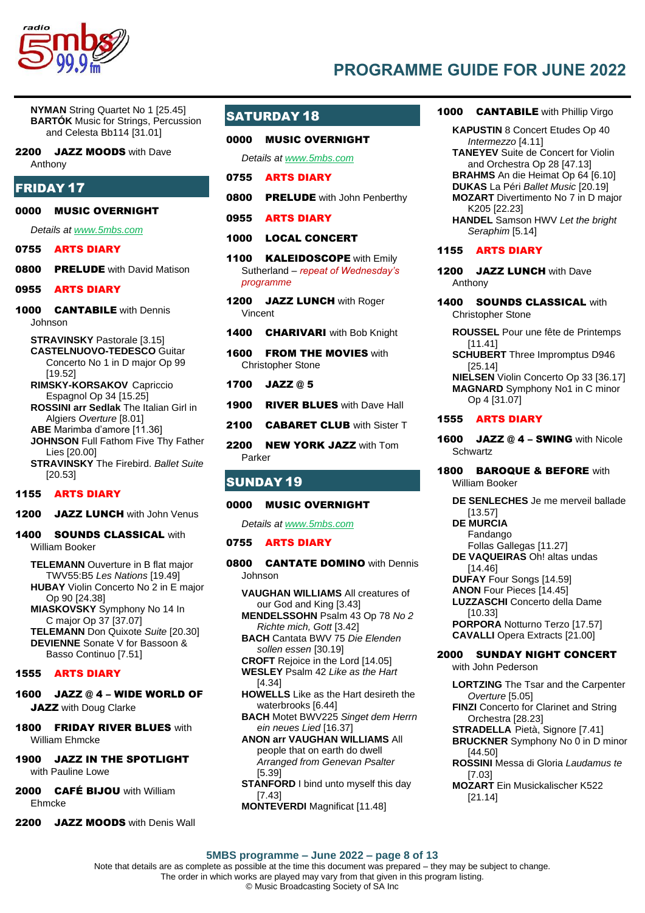# PROGRAMME GUIDE FOR JUNE 2022

**NYMAN** String Quartet No 1 [25.45]
**BARTÓK** Music for Strings, Percussion and Celesta Bb114 [31.01]

**2200 JAZZ MOODS** with Dave Anthony

## FRIDAY 17

**0000 MUSIC OVERNIGHT**

*Details at www.5mbs.com*

**0755 ARTS DIARY**

**0800 PRELUDE** with David Matison

**0955 ARTS DIARY**

**1000 CANTABILE** with Dennis Johnson

**STRAVINSKY** Pastorale [3.15]
**CASTELNUOVO-TEDESCO** Guitar Concerto No 1 in D major Op 99 [19.52]
**RIMSKY-KORSAKOV** Capriccio Espagnol Op 34 [15.25]
**ROSSINI arr Sedlak** The Italian Girl in Algiers *Overture* [8.01]
**ABE** Marimba d'amore [11.36]
**JOHNSON** Full Fathom Five Thy Father Lies [20.00]
**STRAVINSKY** The Firebird. *Ballet Suite* [20.53]

**1155 ARTS DIARY**

**1200 JAZZ LUNCH** with John Venus

**1400 SOUNDS CLASSICAL** with William Booker

**TELEMANN** Ouverture in B flat major TWV55:B5 *Les Nations* [19.49]
**HUBAY** Violin Concerto No 2 in E major Op 90 [24.38]
**MIASKOVSKY** Symphony No 14 In C major Op 37 [37.07]
**TELEMANN** Don Quixote *Suite* [20.30]
**DEVIENNE** Sonate V for Bassoon & Basso Continuo [7.51]

**1555 ARTS DIARY**

**1600 JAZZ @ 4 – WIDE WORLD OF JAZZ** with Doug Clarke

**1800 FRIDAY RIVER BLUES** with William Ehmcke

**1900 JAZZ IN THE SPOTLIGHT** with Pauline Lowe

**2000 CAFÉ BIJOU** with William Ehmcke

**2200 JAZZ MOODS** with Denis Wall

## SATURDAY 18

**0000 MUSIC OVERNIGHT**

*Details at www.5mbs.com*

**0755 ARTS DIARY**

**0800 PRELUDE** with John Penberthy

**0955 ARTS DIARY**

**1000 LOCAL CONCERT**

**1100 KALEIDOSCOPE** with Emily Sutherland – *repeat of Wednesday's programme*

**1200 JAZZ LUNCH** with Roger Vincent

**1400 CHARIVARI** with Bob Knight

**1600 FROM THE MOVIES** with Christopher Stone

**1700 JAZZ @ 5**

**1900 RIVER BLUES** with Dave Hall

**2100 CABARET CLUB** with Sister T

**2200 NEW YORK JAZZ** with Tom Parker

## SUNDAY 19

**0000 MUSIC OVERNIGHT**

*Details at www.5mbs.com*

**0755 ARTS DIARY**

**0800 CANTATE DOMINO** with Dennis Johnson

**VAUGHAN WILLIAMS** All creatures of our God and King [3.43]
**MENDELSSOHN** Psalm 43 Op 78 *No 2 Richte mich, Gott* [3.42]
**BACH** Cantata BWV 75 *Die Elenden sollen essen* [30.19]
**CROFT** Rejoice in the Lord [14.05]
**WESLEY** Psalm 42 *Like as the Hart* [4.34]
**HOWELLS** Like as the Hart desireth the waterbrooks [6.44]
**BACH** Motet BWV225 *Singet dem Herrn ein neues Lied* [16.37]
**ANON arr VAUGHAN WILLIAMS** All people that on earth do dwell *Arranged from Genevan Psalter* [5.39]
**STANFORD** I bind unto myself this day [7.43]
**MONTEVERDI** Magnificat [11.48]

**1000 CANTABILE** with Phillip Virgo

**KAPUSTIN** 8 Concert Etudes Op 40 *Intermezzo* [4.11]
**TANEYEV** Suite de Concert for Violin and Orchestra Op 28 [47.13]
**BRAHMS** An die Heimat Op 64 [6.10]
**DUKAS** La Péri *Ballet Music* [20.19]
**MOZART** Divertimento No 7 in D major K205 [22.23]
**HANDEL** Samson HWV *Let the bright Seraphim* [5.14]

**1155 ARTS DIARY**

**1200 JAZZ LUNCH** with Dave Anthony

**1400 SOUNDS CLASSICAL** with Christopher Stone

**ROUSSEL** Pour une fête de Printemps [11.41]
**SCHUBERT** Three Impromptus D946 [25.14]
**NIELSEN** Violin Concerto Op 33 [36.17]
**MAGNARD** Symphony No1 in C minor Op 4 [31.07]

**1555 ARTS DIARY**

**1600 JAZZ @ 4 – SWING** with Nicole Schwartz

**1800 BAROQUE & BEFORE** with William Booker

**DE SENLECHES** Je me merveil ballade [13.57]
**DE MURCIA** Fandango Follas Gallegas [11.27]
**DE VAQUEIRAS** Oh! altas undas [14.46]
**DUFAY** Four Songs [14.59]
**ANON** Four Pieces [14.45]
**LUZZASCHI** Concerto della Dame [10.33]
**PORPORA** Notturno Terzo [17.57]
**CAVALLI** Opera Extracts [21.00]

**2000 SUNDAY NIGHT CONCERT** with John Pederson

**LORTZING** The Tsar and the Carpenter *Overture* [5.05]
**FINZI** Concerto for Clarinet and String Orchestra [28.23]
**STRADELLA** Pietà, Signore [7.41]
**BRUCKNER** Symphony No 0 in D minor [44.50]
**ROSSINI** Messa di Gloria *Laudamus te* [7.03]
**MOZART** Ein Musickalischer K522 [21.14]

Note that details are as complete as possible at the time this document was prepared – they may be subject to change.
The order in which works are played may vary from that given in this program listing.
© Music Broadcasting Society of SA Inc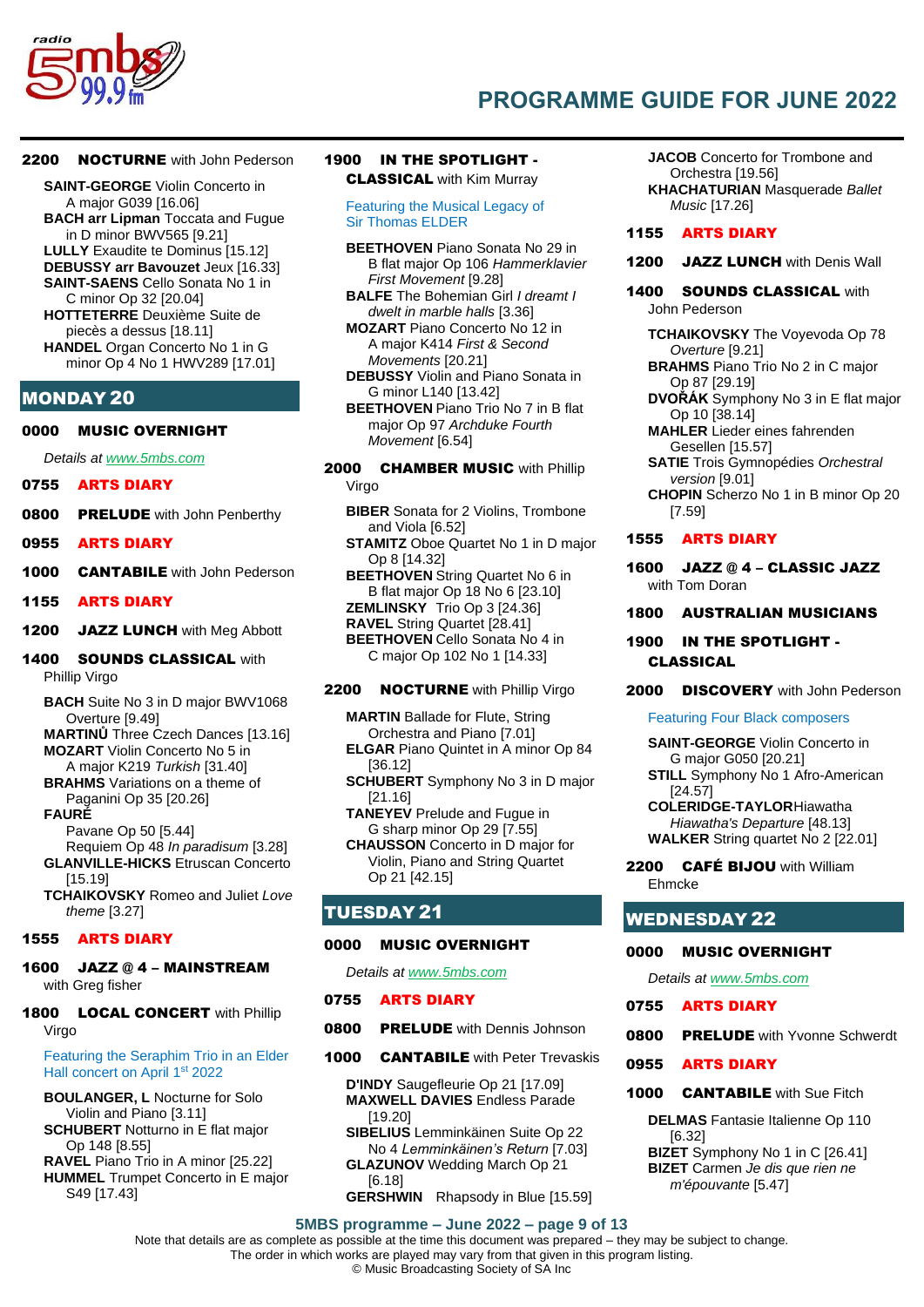# PROGRAMME GUIDE FOR JUNE 2022

**2200 NOCTURNE** with John Pederson

**SAINT-GEORGE** Violin Concerto in A major G039 [16.06]
**BACH arr Lipman** Toccata and Fugue in D minor BWV565 [9.21]
**LULLY** Exaudite te Dominus [15.12]
**DEBUSSY arr Bavouzet** Jeux [16.33]
**SAINT-SAENS** Cello Sonata No 1 in C minor Op 32 [20.04]
**HOTTETERRE** Deuxième Suite de piecès a dessus [18.11]
**HANDEL** Organ Concerto No 1 in G minor Op 4 No 1 HWV289 [17.01]

## MONDAY 20

**0000 MUSIC OVERNIGHT**

*Details at www.5mbs.com*

**0755 ARTS DIARY**

**0800 PRELUDE** with John Penberthy

**0955 ARTS DIARY**

**1000 CANTABILE** with John Pederson

**1155 ARTS DIARY**

**1200 JAZZ LUNCH** with Meg Abbott

**1400 SOUNDS CLASSICAL** with Phillip Virgo

**BACH** Suite No 3 in D major BWV1068 Overture [9.49]
**MARTINŮ** Three Czech Dances [13.16]
**MOZART** Violin Concerto No 5 in A major K219 *Turkish* [31.40]
**BRAHMS** Variations on a theme of Paganini Op 35 [20.26]
**FAURÉ**
Pavane Op 50 [5.44]
Requiem Op 48 *In paradisum* [3.28]
**GLANVILLE-HICKS** Etruscan Concerto [15.19]
**TCHAIKOVSKY** Romeo and Juliet *Love theme* [3.27]

**1555 ARTS DIARY**

**1600 JAZZ @ 4 – MAINSTREAM** with Greg fisher

**1800 LOCAL CONCERT** with Phillip Virgo

Featuring the Seraphim Trio in an Elder Hall concert on April 1st 2022

**BOULANGER, L** Nocturne for Solo Violin and Piano [3.11]
**SCHUBERT** Notturno in E flat major Op 148 [8.55]
**RAVEL** Piano Trio in A minor [25.22]
**HUMMEL** Trumpet Concerto in E major S49 [17.43]

**1900 IN THE SPOTLIGHT - CLASSICAL** with Kim Murray

Featuring the Musical Legacy of Sir Thomas ELDER

**BEETHOVEN** Piano Sonata No 29 in B flat major Op 106 *Hammerklavier First Movement* [9.28]
**BALFE** The Bohemian Girl *I dreamt I dwelt in marble halls* [3.36]
**MOZART** Piano Concerto No 12 in A major K414 *First & Second Movements* [20.21]
**DEBUSSY** Violin and Piano Sonata in G minor L140 [13.42]
**BEETHOVEN** Piano Trio No 7 in B flat major Op 97 *Archduke Fourth Movement* [6.54]

**2000 CHAMBER MUSIC** with Phillip Virgo

**BIBER** Sonata for 2 Violins, Trombone and Viola [6.52]
**STAMITZ** Oboe Quartet No 1 in D major Op 8 [14.32]
**BEETHOVEN** String Quartet No 6 in B flat major Op 18 No 6 [23.10]
**ZEMLINSKY** Trio Op 3 [24.36]
**RAVEL** String Quartet [28.41]
**BEETHOVEN** Cello Sonata No 4 in C major Op 102 No 1 [14.33]

**2200 NOCTURNE** with Phillip Virgo

**MARTIN** Ballade for Flute, String Orchestra and Piano [7.01]
**ELGAR** Piano Quintet in A minor Op 84 [36.12]
**SCHUBERT** Symphony No 3 in D major [21.16]
**TANEYEV** Prelude and Fugue in G sharp minor Op 29 [7.55]
**CHAUSSON** Concerto in D major for Violin, Piano and String Quartet Op 21 [42.15]

## TUESDAY 21

**0000 MUSIC OVERNIGHT**

*Details at www.5mbs.com*

**0755 ARTS DIARY**

**0800 PRELUDE** with Dennis Johnson

**1000 CANTABILE** with Peter Trevaskis

**D'INDY** Saugefleurie Op 21 [17.09]
**MAXWELL DAVIES** Endless Parade [19.20]
**SIBELIUS** Lemminkäinen Suite Op 22 No 4 *Lemminkäinen's Return* [7.03]
**GLAZUNOV** Wedding March Op 21 [6.18]
**GERSHWIN** Rhapsody in Blue [15.59]
**JACOB** Concerto for Trombone and Orchestra [19.56]
**KHACHATURIAN** Masquerade *Ballet Music* [17.26]

**1155 ARTS DIARY**

**1200 JAZZ LUNCH** with Denis Wall

**1400 SOUNDS CLASSICAL** with John Pederson

**TCHAIKOVSKY** The Voyevoda Op 78 *Overture* [9.21]
**BRAHMS** Piano Trio No 2 in C major Op 87 [29.19]
**DVOŘÁK** Symphony No 3 in E flat major Op 10 [38.14]
**MAHLER** Lieder eines fahrenden Gesellen [15.57]
**SATIE** Trois Gymnopédies *Orchestral version* [9.01]
**CHOPIN** Scherzo No 1 in B minor Op 20 [7.59]

**1555 ARTS DIARY**

**1600 JAZZ @ 4 – CLASSIC JAZZ** with Tom Doran

**1800 AUSTRALIAN MUSICIANS**

**1900 IN THE SPOTLIGHT - CLASSICAL**

**2000 DISCOVERY** with John Pederson

Featuring Four Black composers

**SAINT-GEORGE** Violin Concerto in G major G050 [20.21]
**STILL** Symphony No 1 Afro-American [24.57]
**COLERIDGE-TAYLOR** Hiawatha *Hiawatha's Departure* [48.13]
**WALKER** String quartet No 2 [22.01]

**2200 CAFÉ BIJOU** with William Ehmcke

## WEDNESDAY 22

**0000 MUSIC OVERNIGHT**

*Details at www.5mbs.com*

**0755 ARTS DIARY**

**0800 PRELUDE** with Yvonne Schwerdt

**0955 ARTS DIARY**

**1000 CANTABILE** with Sue Fitch

**DELMAS** Fantasie Italienne Op 110 [6.32]
**BIZET** Symphony No 1 in C [26.41]
**BIZET** Carmen *Je dis que rien ne m'épouvante* [5.47]

Note that details are as complete as possible at the time this document was prepared – they may be subject to change.
The order in which works are played may vary from that given in this program listing.
© Music Broadcasting Society of SA Inc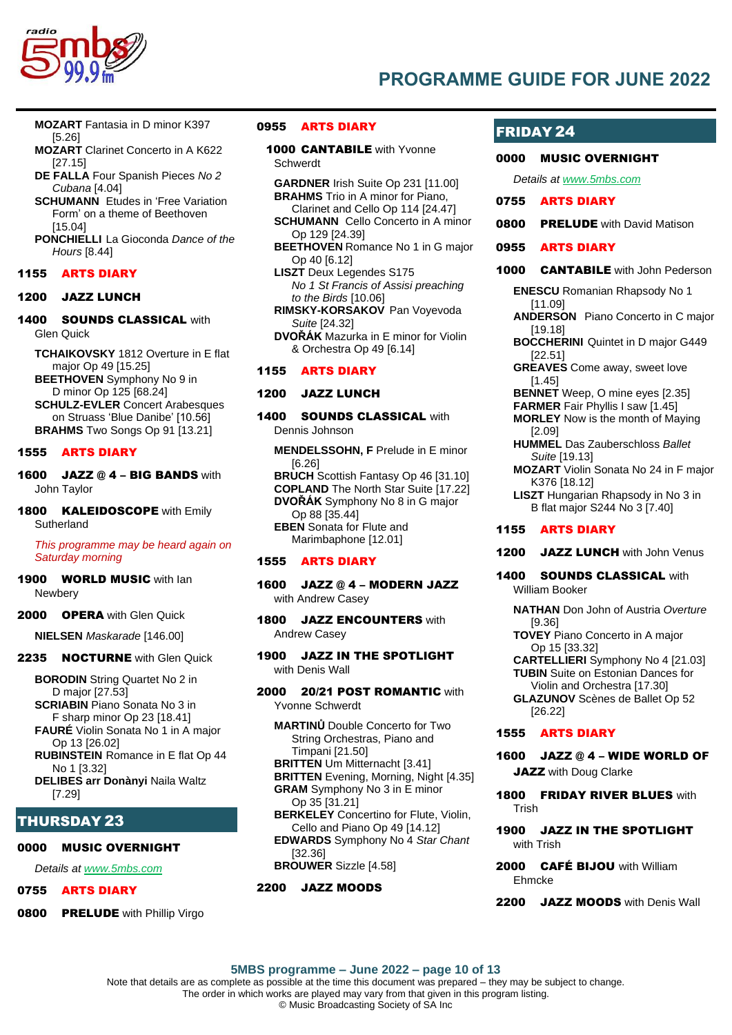**MOZART** Fantasia in D minor K397 [5.26]
**MOZART** Clarinet Concerto in A K622 [27.15]
**DE FALLA** Four Spanish Pieces *No 2 Cubana* [4.04]
**SCHUMANN** Etudes in 'Free Variation Form' on a theme of Beethoven [15.04]
**PONCHIELLI** La Gioconda *Dance of the Hours* [8.44]

**1155 ARTS DIARY**

**1200 JAZZ LUNCH**

**1400 SOUNDS CLASSICAL** with Glen Quick

**TCHAIKOVSKY** 1812 Overture in E flat major Op 49 [15.25]
**BEETHOVEN** Symphony No 9 in D minor Op 125 [68.24]
**SCHULZ-EVLER** Concert Arabesques on Struass 'Blue Danibe' [10.56]
**BRAHMS** Two Songs Op 91 [13.21]

**1555 ARTS DIARY**

**1600 JAZZ @ 4 – BIG BANDS** with John Taylor

**1800 KALEIDOSCOPE** with Emily Sutherland

*This programme may be heard again on Saturday morning*

**1900 WORLD MUSIC** with Ian Newbery

**2000 OPERA** with Glen Quick

**NIELSEN** *Maskarade* [146.00]

**2235 NOCTURNE** with Glen Quick

**BORODIN** String Quartet No 2 in D major [27.53]
**SCRIABIN** Piano Sonata No 3 in F sharp minor Op 23 [18.41]
**FAURÉ** Violin Sonata No 1 in A major Op 13 [26.02]
**RUBINSTEIN** Romance in E flat Op 44 No 1 [3.32]
**DELIBES arr Donànyi** Naila Waltz [7.29]

## THURSDAY 23

**0000 MUSIC OVERNIGHT**

*Details at www.5mbs.com*

**0755 ARTS DIARY**

**0800 PRELUDE** with Phillip Virgo

**0955 ARTS DIARY**

**1000 CANTABILE** with Yvonne Schwerdt

**GARDNER** Irish Suite Op 231 [11.00]
**BRAHMS** Trio in A minor for Piano, Clarinet and Cello Op 114 [24.47]
**SCHUMANN** Cello Concerto in A minor Op 129 [24.39]
**BEETHOVEN** Romance No 1 in G major Op 40 [6.12]
**LISZT** Deux Legendes S175 *No 1 St Francis of Assisi preaching to the Birds* [10.06]
**RIMSKY-KORSAKOV** Pan Voyevoda *Suite* [24.32]
**DVOŘÁK** Mazurka in E minor for Violin & Orchestra Op 49 [6.14]

**1155 ARTS DIARY**

**1200 JAZZ LUNCH**

**1400 SOUNDS CLASSICAL** with Dennis Johnson

**MENDELSSOHN, F** Prelude in E minor [6.26]
**BRUCH** Scottish Fantasy Op 46 [31.10]
**COPLAND** The North Star Suite [17.22]
**DVOŘÁK** Symphony No 8 in G major Op 88 [35.44]
**EBEN** Sonata for Flute and Marimbaphone [12.01]

**1555 ARTS DIARY**

**1600 JAZZ @ 4 – MODERN JAZZ** with Andrew Casey

**1800 JAZZ ENCOUNTERS** with Andrew Casey

**1900 JAZZ IN THE SPOTLIGHT** with Denis Wall

**2000 20/21 POST ROMANTIC** with Yvonne Schwerdt

**MARTINŮ** Double Concerto for Two String Orchestras, Piano and Timpani [21.50]
**BRITTEN** Um Mitternacht [3.41]
**BRITTEN** Evening, Morning, Night [4.35]
**GRAM** Symphony No 3 in E minor Op 35 [31.21]
**BERKELEY** Concertino for Flute, Violin, Cello and Piano Op 49 [14.12]
**EDWARDS** Symphony No 4 *Star Chant* [32.36]
**BROUWER** Sizzle [4.58]

**2200 JAZZ MOODS**

## FRIDAY 24

**0000 MUSIC OVERNIGHT**

*Details at www.5mbs.com*

**0755 ARTS DIARY**

**0800 PRELUDE** with David Matison

**0955 ARTS DIARY**

**1000 CANTABILE** with John Pederson

**ENESCU** Romanian Rhapsody No 1 [11.09]
**ANDERSON** Piano Concerto in C major [19.18]
**BOCCHERINI** Quintet in D major G449 [22.51]
**GREAVES** Come away, sweet love [1.45]
**BENNET** Weep, O mine eyes [2.35]
**FARMER** Fair Phyllis I saw [1.45]
**MORLEY** Now is the month of Maying [2.09]
**HUMMEL** Das Zauberschloss *Ballet Suite* [19.13]
**MOZART** Violin Sonata No 24 in F major K376 [18.12]
**LISZT** Hungarian Rhapsody in No 3 in B flat major S244 No 3 [7.40]

**1155 ARTS DIARY**

**1200 JAZZ LUNCH** with John Venus

**1400 SOUNDS CLASSICAL** with William Booker

**NATHAN** Don John of Austria *Overture* [9.36]
**TOVEY** Piano Concerto in A major Op 15 [33.32]
**CARTELLIERI** Symphony No 4 [21.03]
**TUBIN** Suite on Estonian Dances for Violin and Orchestra [17.30]
**GLAZUNOV** Scènes de Ballet Op 52 [26.22]

**1555 ARTS DIARY**

**1600 JAZZ @ 4 – WIDE WORLD OF JAZZ** with Doug Clarke

**1800 FRIDAY RIVER BLUES** with Trish

**1900 JAZZ IN THE SPOTLIGHT** with Trish

**2000 CAFÉ BIJOU** with William Ehmcke

**2200 JAZZ MOODS** with Denis Wall

Note that details are as complete as possible at the time this document was prepared – they may be subject to change.
The order in which works are played may vary from that given in this program listing.
© Music Broadcasting Society of SA Inc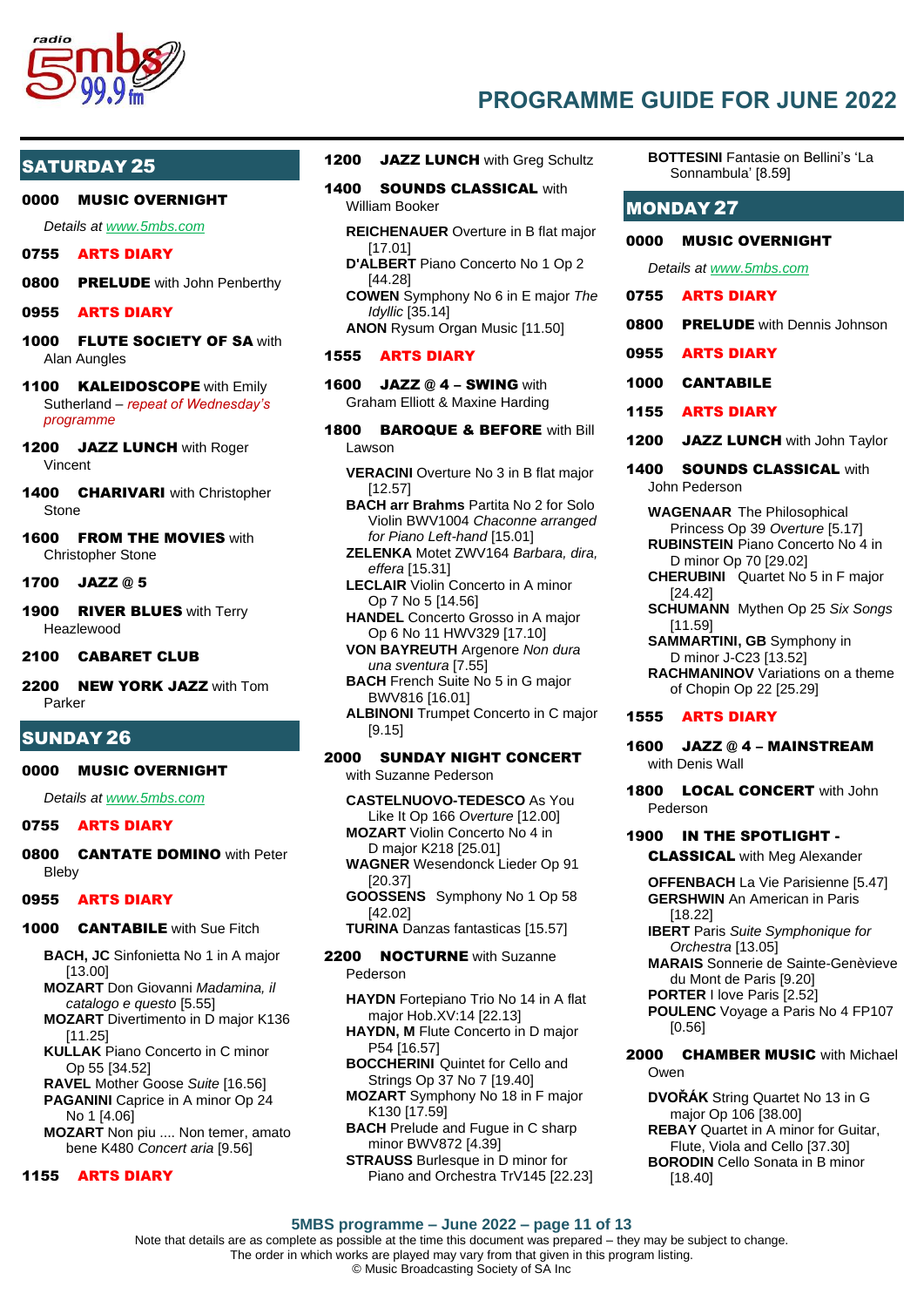# PROGRAMME GUIDE FOR JUNE 2022

## SATURDAY 25

**0000 MUSIC OVERNIGHT**

*Details at www.5mbs.com*

**0755 ARTS DIARY**

**0800 PRELUDE** with John Penberthy

**0955 ARTS DIARY**

**1000 FLUTE SOCIETY OF SA** with Alan Aungles

**1100 KALEIDOSCOPE** with Emily Sutherland – *repeat of Wednesday's programme*

**1200 JAZZ LUNCH** with Roger Vincent

**1400 CHARIVARI** with Christopher Stone

**1600 FROM THE MOVIES** with Christopher Stone

**1700 JAZZ @ 5**

**1900 RIVER BLUES** with Terry Heazlewood

**2100 CABARET CLUB**

**2200 NEW YORK JAZZ** with Tom Parker

## SUNDAY 26

**0000 MUSIC OVERNIGHT**

*Details at www.5mbs.com*

**0755 ARTS DIARY**

**0800 CANTATE DOMINO** with Peter Bleby

**0955 ARTS DIARY**

**1000 CANTABILE** with Sue Fitch

**BACH, JC** Sinfonietta No 1 in A major [13.00]
**MOZART** Don Giovanni *Madamina, il catalogo e questo* [5.55]
**MOZART** Divertimento in D major K136 [11.25]
**KULLAK** Piano Concerto in C minor Op 55 [34.52]
**RAVEL** Mother Goose *Suite* [16.56]
**PAGANINI** Caprice in A minor Op 24 No 1 [4.06]
**MOZART** Non piu .... Non temer, amato bene K480 *Concert aria* [9.56]

**1155 ARTS DIARY**

**1200 JAZZ LUNCH** with Greg Schultz

**1400 SOUNDS CLASSICAL** with William Booker

**REICHENAUER** Overture in B flat major [17.01]
**D'ALBERT** Piano Concerto No 1 Op 2 [44.28]
**COWEN** Symphony No 6 in E major *The Idyllic* [35.14]
**ANON** Rysum Organ Music [11.50]

**1555 ARTS DIARY**

**1600 JAZZ @ 4 – SWING** with Graham Elliott & Maxine Harding

**1800 BAROQUE & BEFORE** with Bill Lawson

**VERACINI** Overture No 3 in B flat major [12.57]
**BACH arr Brahms** Partita No 2 for Solo Violin BWV1004 *Chaconne arranged for Piano Left-hand* [15.01]
**ZELENKA** Motet ZWV164 *Barbara, dira, effera* [15.31]
**LECLAIR** Violin Concerto in A minor Op 7 No 5 [14.56]
**HANDEL** Concerto Grosso in A major Op 6 No 11 HWV329 [17.10]
**VON BAYREUTH** Argenore *Non dura una sventura* [7.55]
**BACH** French Suite No 5 in G major BWV816 [16.01]
**ALBINONI** Trumpet Concerto in C major [9.15]

**2000 SUNDAY NIGHT CONCERT** with Suzanne Pederson

**CASTELNUOVO-TEDESCO** As You Like It Op 166 *Overture* [12.00]
**MOZART** Violin Concerto No 4 in D major K218 [25.01]
**WAGNER** Wesendonck Lieder Op 91 [20.37]
**GOOSSENS** Symphony No 1 Op 58 [42.02]
**TURINA** Danzas fantasticas [15.57]

**2200 NOCTURNE** with Suzanne Pederson

**HAYDN** Fortepiano Trio No 14 in A flat major Hob.XV:14 [22.13]
**HAYDN, M** Flute Concerto in D major P54 [16.57]
**BOCCHERINI** Quintet for Cello and Strings Op 37 No 7 [19.40]
**MOZART** Symphony No 18 in F major K130 [17.59]
**BACH** Prelude and Fugue in C sharp minor BWV872 [4.39]
**STRAUSS** Burlesque in D minor for Piano and Orchestra TrV145 [22.23]
**BOTTESINI** Fantasie on Bellini's 'La Sonnambula' [8.59]

## MONDAY 27

**0000 MUSIC OVERNIGHT**

*Details at www.5mbs.com*

**0755 ARTS DIARY**

**0800 PRELUDE** with Dennis Johnson

**0955 ARTS DIARY**

**1000 CANTABILE**

**1155 ARTS DIARY**

**1200 JAZZ LUNCH** with John Taylor

**1400 SOUNDS CLASSICAL** with John Pederson

**WAGENAAR** The Philosophical Princess Op 39 *Overture* [5.17]
**RUBINSTEIN** Piano Concerto No 4 in D minor Op 70 [29.02]
**CHERUBINI** Quartet No 5 in F major [24.42]
**SCHUMANN** Mythen Op 25 *Six Songs* [11.59]
**SAMMARTINI, GB** Symphony in D minor J-C23 [13.52]
**RACHMANINOV** Variations on a theme of Chopin Op 22 [25.29]

**1555 ARTS DIARY**

**1600 JAZZ @ 4 – MAINSTREAM** with Denis Wall

**1800 LOCAL CONCERT** with John Pederson

**1900 IN THE SPOTLIGHT - CLASSICAL** with Meg Alexander

**OFFENBACH** La Vie Parisienne [5.47]
**GERSHWIN** An American in Paris [18.22]
**IBERT** Paris *Suite Symphonique for Orchestra* [13.05]
**MARAIS** Sonnerie de Sainte-Genèvieve du Mont de Paris [9.20]
**PORTER** I love Paris [2.52]
**POULENC** Voyage a Paris No 4 FP107 [0.56]

**2000 CHAMBER MUSIC** with Michael Owen

**DVOŘÁK** String Quartet No 13 in G major Op 106 [38.00]
**REBAY** Quartet in A minor for Guitar, Flute, Viola and Cello [37.30]
**BORODIN** Cello Sonata in B minor [18.40]

Note that details are as complete as possible at the time this document was prepared – they may be subject to change.
The order in which works are played may vary from that given in this program listing.
© Music Broadcasting Society of SA Inc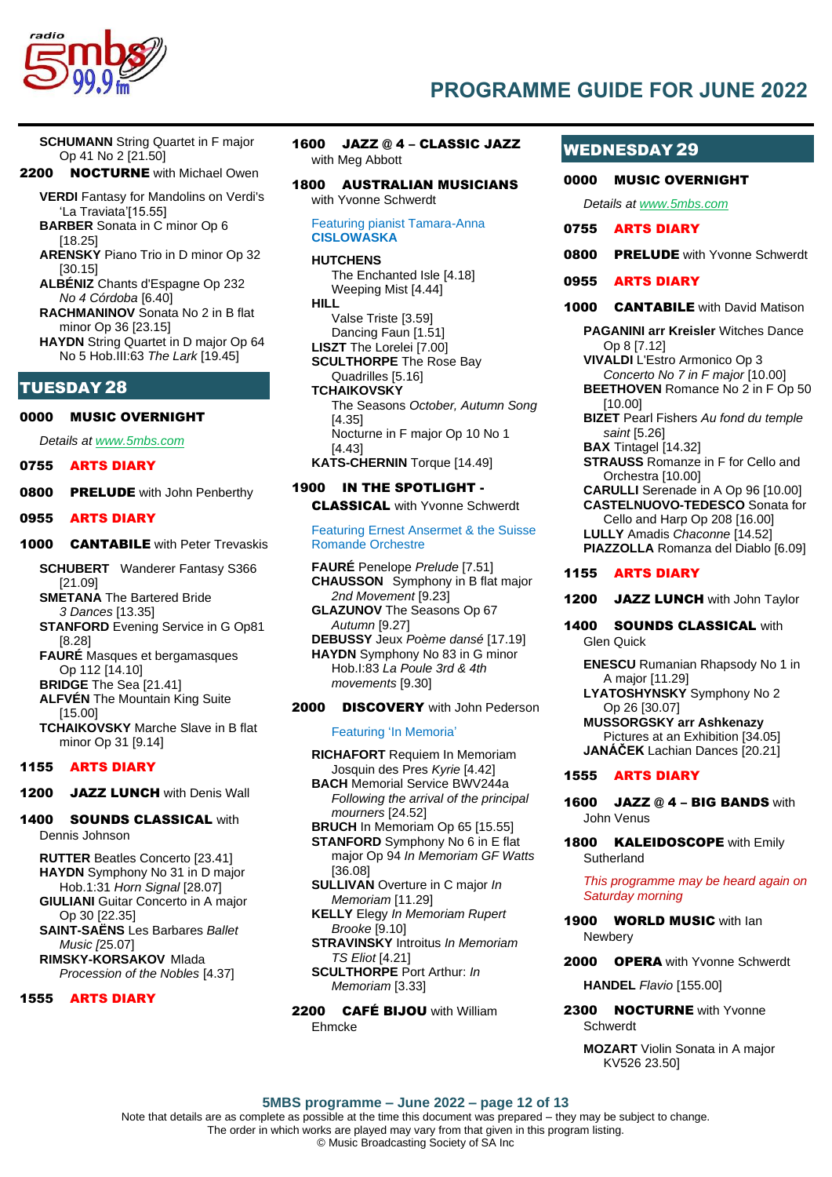# PROGRAMME GUIDE FOR JUNE 2022

**SCHUMANN** String Quartet in F major Op 41 No 2 [21.50]

**2200 NOCTURNE** with Michael Owen

**VERDI** Fantasy for Mandolins on Verdi's 'La Traviata'[15.55]
**BARBER** Sonata in C minor Op 6 [18.25]
**ARENSKY** Piano Trio in D minor Op 32 [30.15]
**ALBÉNIZ** Chants d'Espagne Op 232 *No 4 Córdoba* [6.40]
**RACHMANINOV** Sonata No 2 in B flat minor Op 36 [23.15]
**HAYDN** String Quartet in D major Op 64 No 5 Hob.III:63 *The Lark* [19.45]

## TUESDAY 28

**0000 MUSIC OVERNIGHT**

*Details at www.5mbs.com*

**0755 ARTS DIARY**

**0800 PRELUDE** with John Penberthy

**0955 ARTS DIARY**

**1000 CANTABILE** with Peter Trevaskis

**SCHUBERT** Wanderer Fantasy S366 [21.09]
**SMETANA** The Bartered Bride *3 Dances* [13.35]
**STANFORD** Evening Service in G Op81 [8.28]
**FAURÉ** Masques et bergamasques Op 112 [14.10]
**BRIDGE** The Sea [21.41]
**ALFVÉN** The Mountain King Suite [15.00]
**TCHAIKOVSKY** Marche Slave in B flat minor Op 31 [9.14]

**1155 ARTS DIARY**

**1200 JAZZ LUNCH** with Denis Wall

**1400 SOUNDS CLASSICAL** with Dennis Johnson

**RUTTER** Beatles Concerto [23.41]
**HAYDN** Symphony No 31 in D major Hob.1:31 *Horn Signal* [28.07]
**GIULIANI** Guitar Concerto in A major Op 30 [22.35]
**SAINT-SAËNS** Les Barbares *Ballet Music* [25.07]
**RIMSKY-KORSAKOV** Mlada *Procession of the Nobles* [4.37]

**1555 ARTS DIARY**

**1600 JAZZ @ 4 – CLASSIC JAZZ** with Meg Abbott

**1800 AUSTRALIAN MUSICIANS** with Yvonne Schwerdt

Featuring pianist Tamara-Anna **CISLOWASKA**

**HUTCHENS**
The Enchanted Isle [4.18]
Weeping Mist [4.44]
**HILL**
Valse Triste [3.59]
Dancing Faun [1.51]
**LISZT** The Lorelei [7.00]
**SCULTHORPE** The Rose Bay Quadrilles [5.16]
**TCHAIKOVSKY**
The Seasons *October, Autumn Song* [4.35]
Nocturne in F major Op 10 No 1 [4.43]
**KATS-CHERNIN** Torque [14.49]

**1900 IN THE SPOTLIGHT - CLASSICAL** with Yvonne Schwerdt

Featuring Ernest Ansermet & the Suisse Romande Orchestre

**FAURÉ** Penelope *Prelude* [7.51]
**CHAUSSON** Symphony in B flat major *2nd Movement* [9.23]
**GLAZUNOV** The Seasons Op 67 *Autumn* [9.27]
**DEBUSSY** Jeux *Poème dansé* [17.19]
**HAYDN** Symphony No 83 in G minor Hob.I:83 *La Poule 3rd & 4th movements* [9.30]

**2000 DISCOVERY** with John Pederson

Featuring 'In Memoria'

**RICHAFORT** Requiem In Memoriam Josquin des Pres *Kyrie* [4.42]
**BACH** Memorial Service BWV244a *Following the arrival of the principal mourners* [24.52]
**BRUCH** In Memoriam Op 65 [15.55]
**STANFORD** Symphony No 6 in E flat major Op 94 *In Memoriam GF Watts* [36.08]
**SULLIVAN** Overture in C major *In Memoriam* [11.29]
**KELLY** Elegy *In Memoriam Rupert Brooke* [9.10]
**STRAVINSKY** Introitus *In Memoriam TS Eliot* [4.21]
**SCULTHORPE** Port Arthur: *In Memoriam* [3.33]

**2200 CAFÉ BIJOU** with William Ehmcke

## WEDNESDAY 29

**0000 MUSIC OVERNIGHT**

*Details at www.5mbs.com*

**0755 ARTS DIARY**

**0800 PRELUDE** with Yvonne Schwerdt

**0955 ARTS DIARY**

**1000 CANTABILE** with David Matison

**PAGANINI arr Kreisler** Witches Dance Op 8 [7.12]
**VIVALDI** L'Estro Armonico Op 3 *Concerto No 7 in F major* [10.00]
**BEETHOVEN** Romance No 2 in F Op 50 [10.00]
**BIZET** Pearl Fishers *Au fond du temple saint* [5.26]
**BAX** Tintagel [14.32]
**STRAUSS** Romanze in F for Cello and Orchestra [10.00]
**CARULLI** Serenade in A Op 96 [10.00]
**CASTELNUOVO-TEDESCO** Sonata for Cello and Harp Op 208 [16.00]
**LULLY** Amadis *Chaconne* [14.52]
**PIAZZOLLA** Romanza del Diablo [6.09]

**1155 ARTS DIARY**

**1200 JAZZ LUNCH** with John Taylor

**1400 SOUNDS CLASSICAL** with Glen Quick

**ENESCU** Rumanian Rhapsody No 1 in A major [11.29]
**LYATOSHYNSKY** Symphony No 2 Op 26 [30.07]
**MUSSORGSKY arr Ashkenazy** Pictures at an Exhibition [34.05]
**JANÁČEK** Lachian Dances [20.21]

**1555 ARTS DIARY**

**1600 JAZZ @ 4 – BIG BANDS** with John Venus

**1800 KALEIDOSCOPE** with Emily Sutherland

*This programme may be heard again on Saturday morning*

**1900 WORLD MUSIC** with Ian Newbery

**2000 OPERA** with Yvonne Schwerdt

**HANDEL** *Flavio* [155.00]

**2300 NOCTURNE** with Yvonne Schwerdt

**MOZART** Violin Sonata in A major KV526 23.50]

Note that details are as complete as possible at the time this document was prepared – they may be subject to change.
The order in which works are played may vary from that given in this program listing.
© Music Broadcasting Society of SA Inc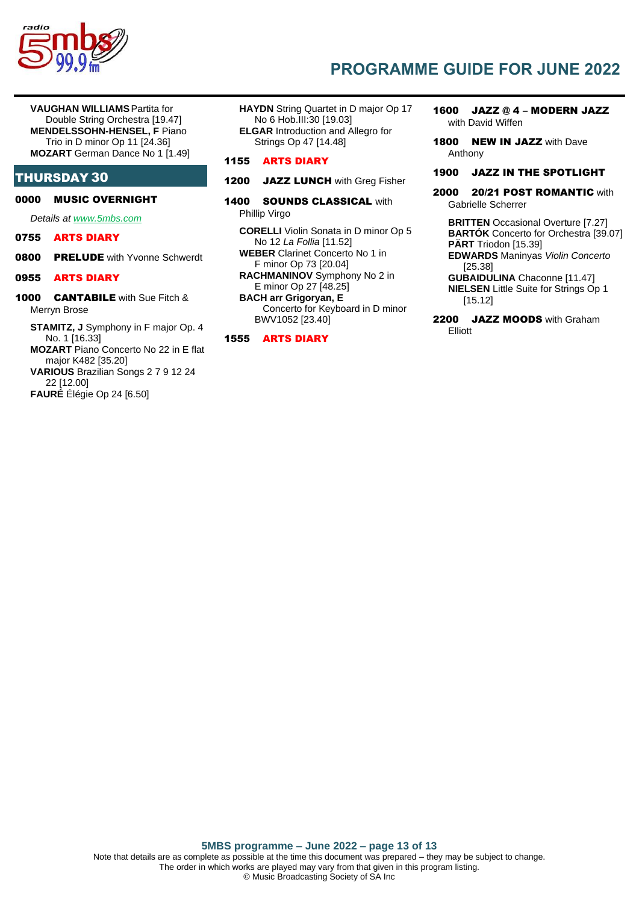**VAUGHAN WILLIAMS** Partita for Double String Orchestra [19.47]
**MENDELSSOHN-HENSEL, F** Piano Trio in D minor Op 11 [24.36]
**MOZART** German Dance No 1 [1.49]

## THURSDAY 30

**0000 MUSIC OVERNIGHT**

*Details at www.5mbs.com*

**0755 ARTS DIARY**

**0800 PRELUDE** with Yvonne Schwerdt

**0955 ARTS DIARY**

**1000 CANTABILE** with Sue Fitch & Merryn Brose

**STAMITZ, J** Symphony in F major Op. 4 No. 1 [16.33]
**MOZART** Piano Concerto No 22 in E flat major K482 [35.20]
**VARIOUS** Brazilian Songs 2 7 9 12 24 22 [12.00]
**FAURÉ** Élégie Op 24 [6.50]
**HAYDN** String Quartet in D major Op 17 No 6 Hob.III:30 [19.03]
**ELGAR** Introduction and Allegro for Strings Op 47 [14.48]

**1155 ARTS DIARY**

**1200 JAZZ LUNCH** with Greg Fisher

**1400 SOUNDS CLASSICAL** with Phillip Virgo

**CORELLI** Violin Sonata in D minor Op 5 No 12 *La Follia* [11.52]
**WEBER** Clarinet Concerto No 1 in F minor Op 73 [20.04]
**RACHMANINOV** Symphony No 2 in E minor Op 27 [48.25]
**BACH arr Grigoryan, E** Concerto for Keyboard in D minor BWV1052 [23.40]

**1555 ARTS DIARY**

**1600 JAZZ @ 4 – MODERN JAZZ** with David Wiffen

**1800 NEW IN JAZZ** with Dave Anthony

**1900 JAZZ IN THE SPOTLIGHT**

**2000 20/21 POST ROMANTIC** with Gabrielle Scherrer

**BRITTEN** Occasional Overture [7.27]
**BARTÓK** Concerto for Orchestra [39.07]
**PÄRT** Triodon [15.39]
**EDWARDS** Maninyas *Violin Concerto* [25.38]
**GUBAIDULINA** Chaconne [11.47]
**NIELSEN** Little Suite for Strings Op 1 [15.12]

**2200 JAZZ MOODS** with Graham Elliott

Note that details are as complete as possible at the time this document was prepared – they may be subject to change.
The order in which works are played may vary from that given in this program listing.
© Music Broadcasting Society of SA Inc